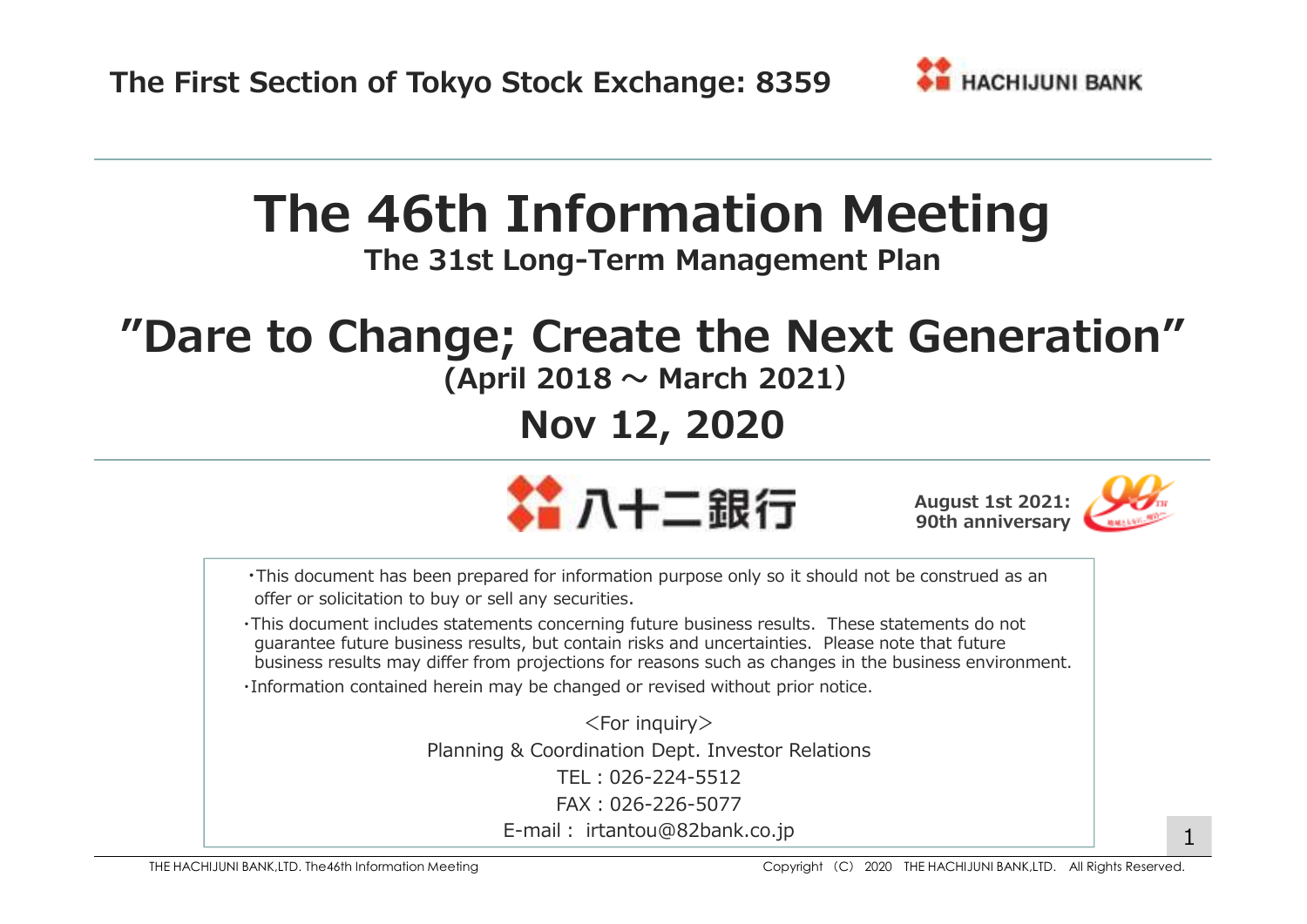**The First Section of Tokyo Stock Exchange: 8359**

HACHIJUNI BANK

# The 46th Information Meeting

**The 31st Long-Term Management Plan**

## "Dare to Change; Create the Next Generation"

**(April 2018 ～ March 2021)**

## Nov 12, 2020

八十二銀行

**August 1st 2021: 90th anniversary**

・This document has been prepared for information purpose only so it should not be construed as an offer or solicitation to buy or sell any securities.

・This document includes statements concerning future business results. These statements do not guarantee future business results, but contain risks and uncertainties. Please note that future business results may differ from projections for reasons such as changes in the business environment.

・Information contained herein may be changed or revised without prior notice.

＜For inquiry＞

Planning & Coordination Dept. Investor Relations

TEL : 026-224-5512

FAX : 026-226-5077

E-mail : irtantou@82bank.co.jp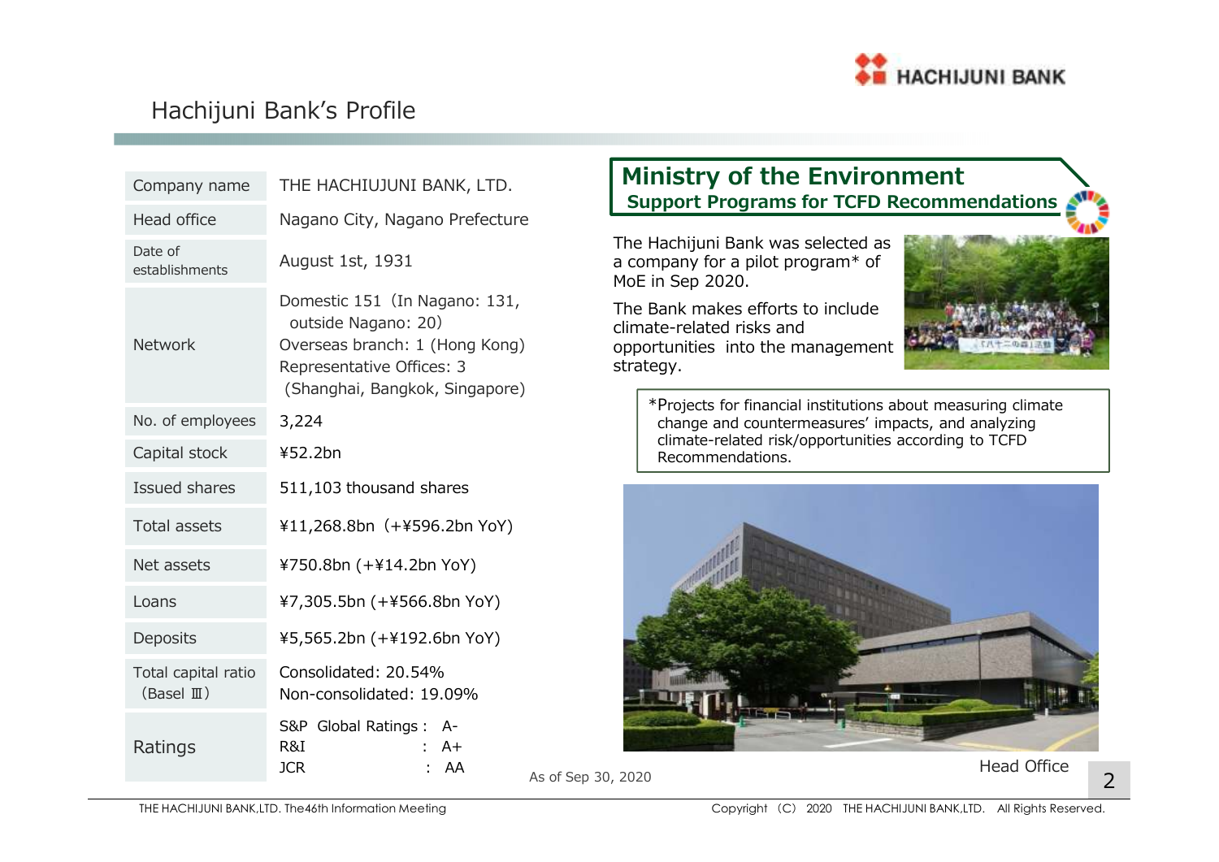# Hachijuni Bank's Profile

| | |
|---|---|
| Company name | THE HACHIUJUNI BANK, LTD. |
| Head office | Nagano City, Nagano Prefecture |
| Date of establishments | August 1st, 1931 |
| Network | Domestic 151（In Nagano: 131, outside Nagano: 20）<br>Overseas branch: 1 (Hong Kong)<br>Representative Offices: 3 (Shanghai, Bangkok, Singapore) |
| No. of employees | 3,224 |
| Capital stock | ¥52.2bn |
| Issued shares | 511,103 thousand shares |
| Total assets | ¥11,268.8bn（+¥596.2bn YoY) |
| Net assets | ¥750.8bn (+¥14.2bn YoY) |
| Loans | ¥7,305.5bn (+¥566.8bn YoY) |
| Deposits | ¥5,565.2bn (+¥192.6bn YoY) |
| Total capital ratio（Basel Ⅲ） | Consolidated: 20.54%<br>Non-consolidated: 19.09% |
| Ratings | S&P Global Ratings : A-<br>R&I : A+<br>JCR : AA |

As of Sep 30, 2020

## Ministry of the Environment
### Support Programs for TCFD Recommendations

The Hachijuni Bank was selected as a company for a pilot program* of MoE in Sep 2020.

The Bank makes efforts to include climate-related risks and opportunities into the management strategy.

*Projects for financial institutions about measuring climate change and countermeasures' impacts, and analyzing climate-related risk/opportunities according to TCFD Recommendations.

Head Office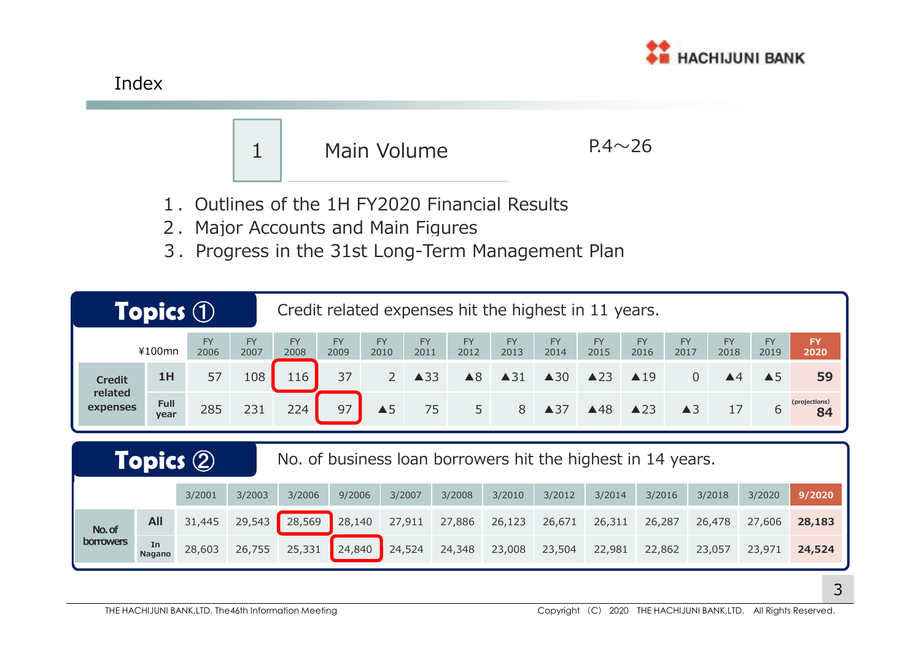# Index

| 1 | Main Volume | P.4～26 |
|---|---|---|

1．Outlines of the 1H FY2020 Financial Results
2．Major Accounts and Main Figures
3．Progress in the 31st Long-Term Management Plan

## Topics ①

Credit related expenses hit the highest in 11 years.

| ¥100mn | | FY 2006 | FY 2007 | FY 2008 | FY 2009 | FY 2010 | FY 2011 | FY 2012 | FY 2013 | FY 2014 | FY 2015 | FY 2016 | FY 2017 | FY 2018 | FY 2019 | FY 2020 |
|---|---|---|---|---|---|---|---|---|---|---|---|---|---|---|---|---|
| Credit related expenses | 1H | 57 | 108 | 116 | 37 | 2 | ▲33 | ▲8 | ▲31 | ▲30 | ▲23 | ▲19 | 0 | ▲4 | ▲5 | 59 |
| | Full year | 285 | 231 | 224 | 97 | ▲5 | 75 | 5 | 8 | ▲37 | ▲48 | ▲23 | ▲3 | 17 | 6 | (projections) 84 |

## Topics ②

No. of business loan borrowers hit the highest in 14 years.

| | | 3/2001 | 3/2003 | 3/2006 | 9/2006 | 3/2007 | 3/2008 | 3/2010 | 3/2012 | 3/2014 | 3/2016 | 3/2018 | 3/2020 | 9/2020 |
|---|---|---|---|---|---|---|---|---|---|---|---|---|---|---|
| No. of borrowers | All | 31,445 | 29,543 | 28,569 | 28,140 | 27,911 | 27,886 | 26,123 | 26,671 | 26,311 | 26,287 | 26,478 | 27,606 | 28,183 |
| | In Nagano | 28,603 | 26,755 | 25,331 | 24,840 | 24,524 | 24,348 | 23,008 | 23,504 | 22,981 | 22,862 | 23,057 | 23,971 | 24,524 |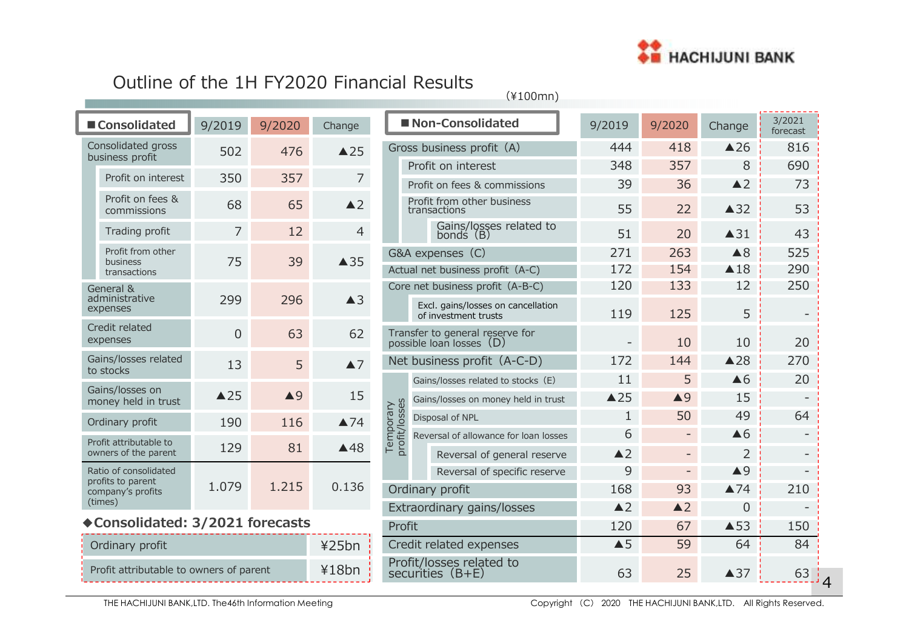# Outline of the 1H FY2020 Financial Results

(¥100mn)

| ■Consolidated | 9/2019 | 9/2020 | Change |
|---|---|---|---|
| Consolidated gross business profit | 502 | 476 | ▲25 |
| Profit on interest | 350 | 357 | 7 |
| Profit on fees & commissions | 68 | 65 | ▲2 |
| Trading profit | 7 | 12 | 4 |
| Profit from other business transactions | 75 | 39 | ▲35 |
| General & administrative expenses | 299 | 296 | ▲3 |
| Credit related expenses | 0 | 63 | 62 |
| Gains/losses related to stocks | 13 | 5 | ▲7 |
| Gains/losses on money held in trust | ▲25 | ▲9 | 15 |
| Ordinary profit | 190 | 116 | ▲74 |
| Profit attributable to owners of the parent | 129 | 81 | ▲48 |
| Ratio of consolidated profits to parent company's profits (times) | 1.079 | 1.215 | 0.136 |

### ◆Consolidated: 3/2021 forecasts

| Item | Forecast |
|---|---|
| Ordinary profit | ¥25bn |
| Profit attributable to owners of parent | ¥18bn |

| ■Non-Consolidated | 9/2019 | 9/2020 | Change | 3/2021 forecast |
|---|---|---|---|---|
| Gross business profit (A) | 444 | 418 | ▲26 | 816 |
| Profit on interest | 348 | 357 | 8 | 690 |
| Profit on fees & commissions | 39 | 36 | ▲2 | 73 |
| Profit from other business transactions | 55 | 22 | ▲32 | 53 |
| Gains/losses related to bonds (B) | 51 | 20 | ▲31 | 43 |
| G&A expenses (C) | 271 | 263 | ▲8 | 525 |
| Actual net business profit (A-C) | 172 | 154 | ▲18 | 290 |
| Core net business profit (A-B-C) | 120 | 133 | 12 | 250 |
| Excl. gains/losses on cancellation of investment trusts | 119 | 125 | 5 | - |
| Transfer to general reserve for possible loan losses (D) | - | 10 | 10 | 20 |
| Net business profit (A-C-D) | 172 | 144 | ▲28 | 270 |
| Temporary profit/losses: Gains/losses related to stocks (E) | 11 | 5 | ▲6 | 20 |
| Temporary profit/losses: Gains/losses on money held in trust | ▲25 | ▲9 | 15 | - |
| Temporary profit/losses: Disposal of NPL | 1 | 50 | 49 | 64 |
| Temporary profit/losses: Reversal of allowance for loan losses | 6 | - | ▲6 | - |
| Reversal of general reserve | ▲2 | - | 2 | - |
| Reversal of specific reserve | 9 | - | ▲9 | - |
| Ordinary profit | 168 | 93 | ▲74 | 210 |
| Extraordinary gains/losses | ▲2 | ▲2 | 0 | - |
| Profit | 120 | 67 | ▲53 | 150 |
| Credit related expenses | ▲5 | 59 | 64 | 84 |
| Profit/losses related to securities (B+E) | 63 | 25 | ▲37 | 63 |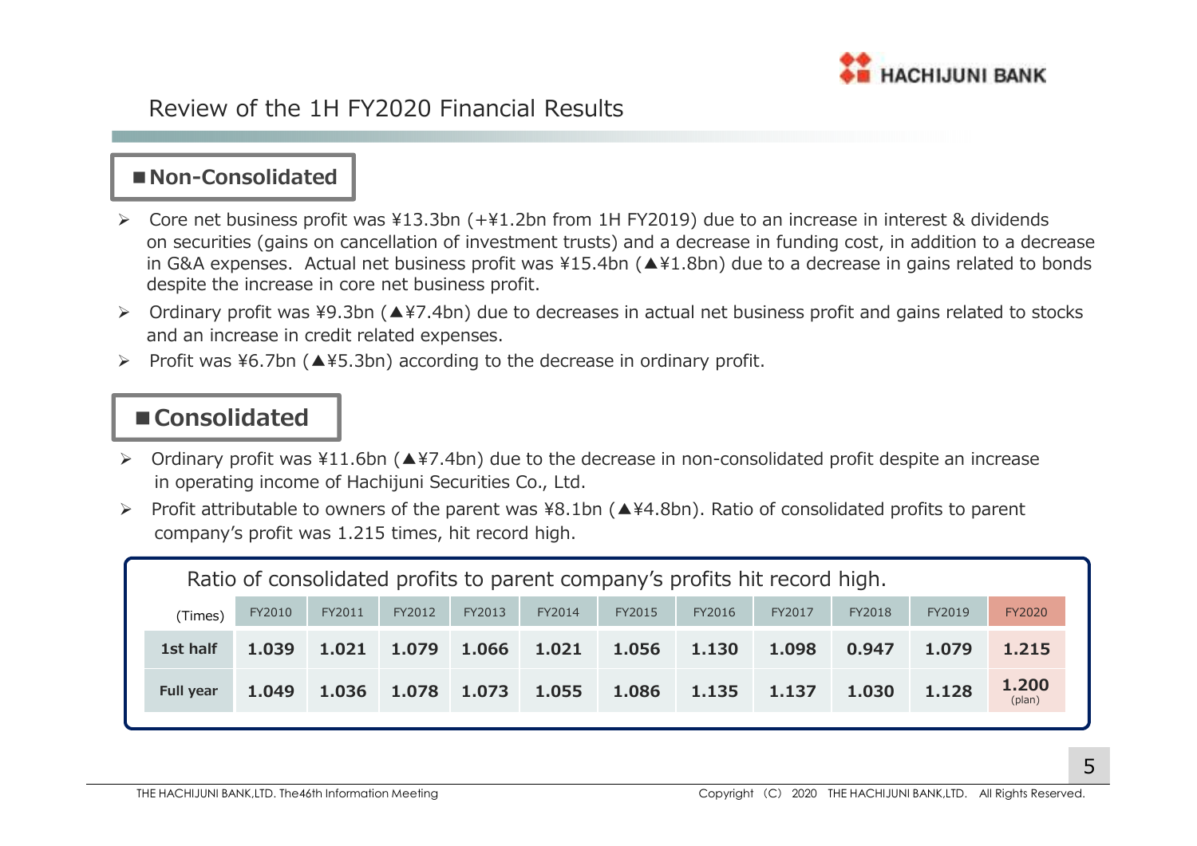# Review of the 1H FY2020 Financial Results

## ■Non-Consolidated

- Core net business profit was ¥13.3bn (+¥1.2bn from 1H FY2019) due to an increase in interest & dividends on securities (gains on cancellation of investment trusts) and a decrease in funding cost, in addition to a decrease in G&A expenses. Actual net business profit was ¥15.4bn (▲¥1.8bn) due to a decrease in gains related to bonds despite the increase in core net business profit.
- Ordinary profit was ¥9.3bn (▲¥7.4bn) due to decreases in actual net business profit and gains related to stocks and an increase in credit related expenses.
- Profit was ¥6.7bn (▲¥5.3bn) according to the decrease in ordinary profit.

## ■Consolidated

- Ordinary profit was ¥11.6bn (▲¥7.4bn) due to the decrease in non-consolidated profit despite an increase in operating income of Hachijuni Securities Co., Ltd.
- Profit attributable to owners of the parent was ¥8.1bn (▲¥4.8bn). Ratio of consolidated profits to parent company's profit was 1.215 times, hit record high.

Ratio of consolidated profits to parent company's profits hit record high.

| (Times) | FY2010 | FY2011 | FY2012 | FY2013 | FY2014 | FY2015 | FY2016 | FY2017 | FY2018 | FY2019 | FY2020 |
|---|---|---|---|---|---|---|---|---|---|---|---|
| **1st half** | 1.039 | 1.021 | 1.079 | 1.066 | 1.021 | 1.056 | 1.130 | 1.098 | 0.947 | 1.079 | 1.215 |
| **Full year** | 1.049 | 1.036 | 1.078 | 1.073 | 1.055 | 1.086 | 1.135 | 1.137 | 1.030 | 1.128 | 1.200 (plan) |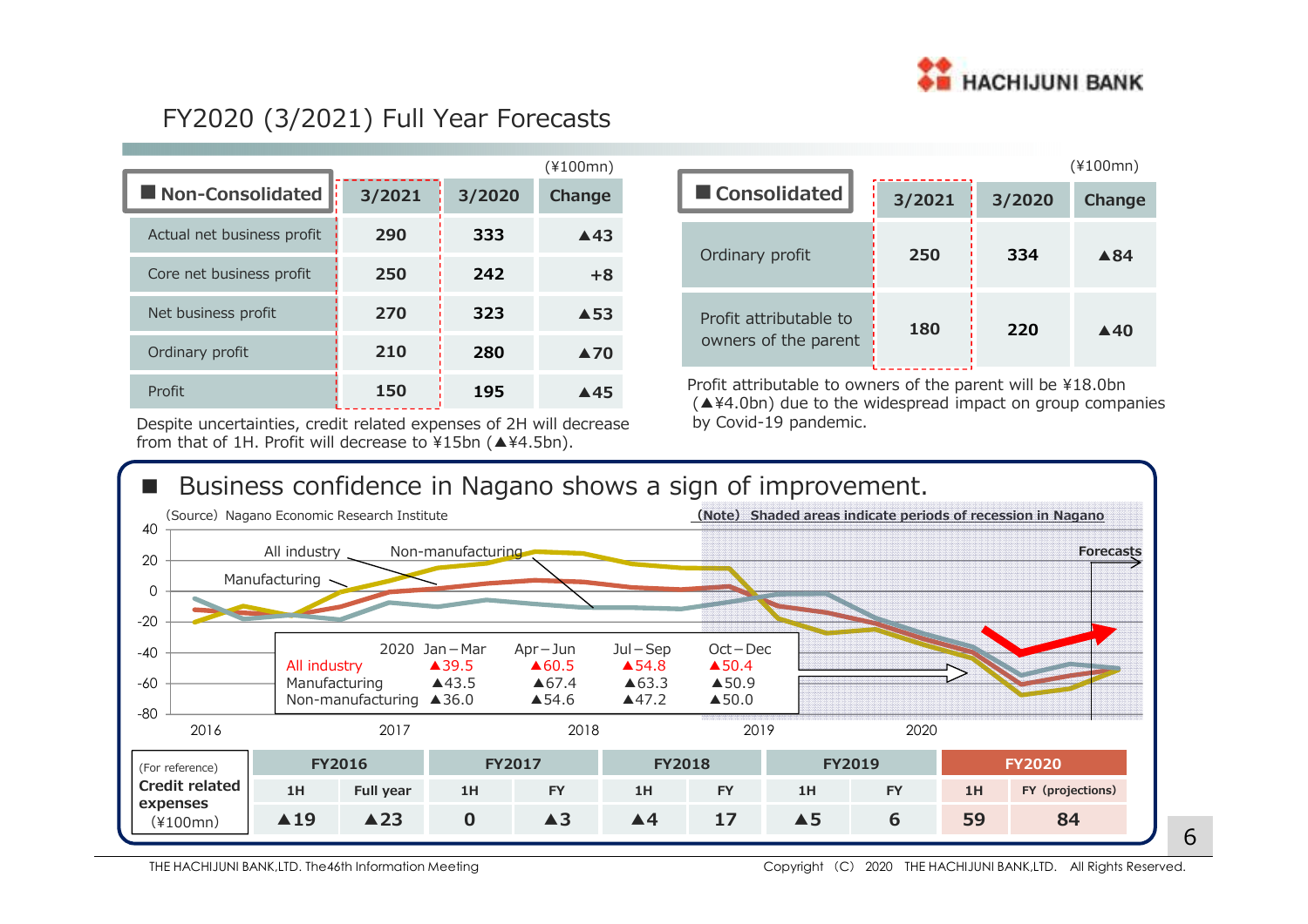# FY2020 (3/2021) Full Year Forecasts

**■ Non-Consolidated** (¥100mn)

| | 3/2021 | 3/2020 | Change |
|---|---|---|---|
| Actual net business profit | 290 | 333 | ▲43 |
| Core net business profit | 250 | 242 | +8 |
| Net business profit | 270 | 323 | ▲53 |
| Ordinary profit | 210 | 280 | ▲70 |
| Profit | 150 | 195 | ▲45 |

Despite uncertainties, credit related expenses of 2H will decrease from that of 1H. Profit will decrease to ¥15bn (▲¥4.5bn).

**■ Consolidated** (¥100mn)

| | 3/2021 | 3/2020 | Change |
|---|---|---|---|
| Ordinary profit | 250 | 334 | ▲84 |
| Profit attributable to owners of the parent | 180 | 220 | ▲40 |

Profit attributable to owners of the parent will be ¥18.0bn (▲¥4.0bn) due to the widespread impact on group companies by Covid-19 pandemic.

## ■ Business confidence in Nagano shows a sign of improvement.

(Source) Nagano Economic Research Institute

(Note) Shaded areas indicate periods of recession in Nagano

| 2020 | Jan－Mar | Apr－Jun | Jul－Sep | Oct－Dec |
|---|---|---|---|---|
| All industry | ▲39.5 | ▲60.5 | ▲54.8 | ▲50.4 |
| Manufacturing | ▲43.5 | ▲67.4 | ▲63.3 | ▲50.9 |
| Non-manufacturing | ▲36.0 | ▲54.6 | ▲47.2 | ▲50.0 |

| (For reference) Credit related expenses (¥100mn) | FY2016 | | FY2017 | | FY2018 | | FY2019 | | FY2020 | |
|---|---|---|---|---|---|---|---|---|---|---|
| | 1H | Full year | 1H | FY | 1H | FY | 1H | FY | 1H | FY (projections) |
| | ▲19 | ▲23 | 0 | ▲3 | ▲4 | 17 | ▲5 | 6 | 59 | 84 |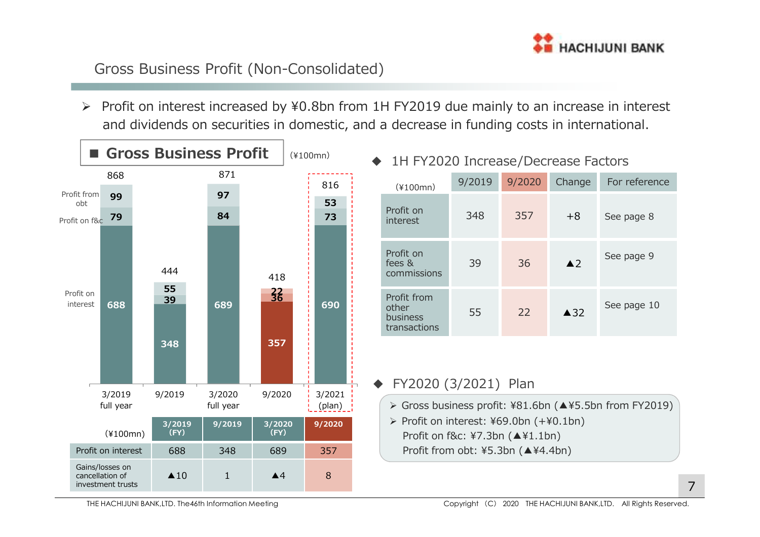# Gross Business Profit (Non-Consolidated)

- Profit on interest increased by ¥0.8bn from 1H FY2019 due mainly to an increase in interest and dividends on securities in domestic, and a decrease in funding costs in international.

## Gross Business Profit

(¥100mn)

| | 3/2019 full year | 9/2019 | 3/2020 full year | 9/2020 | 3/2021 (plan) |
|---|---|---|---|---|---|
| Total | 868 | 444 | 871 | 418 | 816 |
| Profit from obt | 99 | 55 | 97 | 22 | 53 |
| Profit on f&c | 79 | 39 | 84 | 36 | 73 |
| Profit on interest | 688 | 348 | 689 | 357 | 690 |

| (¥100mn) | 3/2019 (FY) | 9/2019 | 3/2020 (FY) | 9/2020 |
|---|---|---|---|---|
| Profit on interest | 688 | 348 | 689 | 357 |
| Gains/losses on cancellation of investment trusts | ▲10 | 1 | ▲4 | 8 |

## 1H FY2020 Increase/Decrease Factors

| (¥100mn) | 9/2019 | 9/2020 | Change | For reference |
|---|---|---|---|---|
| Profit on interest | 348 | 357 | +8 | See page 8 |
| Profit on fees & commissions | 39 | 36 | ▲2 | See page 9 |
| Profit from other business transactions | 55 | 22 | ▲32 | See page 10 |

## FY2020 (3/2021) Plan

- Gross business profit: ¥81.6bn (▲¥5.5bn from FY2019)
- Profit on interest: ¥69.0bn (+¥0.1bn)
  Profit on f&c: ¥7.3bn (▲¥1.1bn)
  Profit from obt: ¥5.3bn (▲¥4.4bn)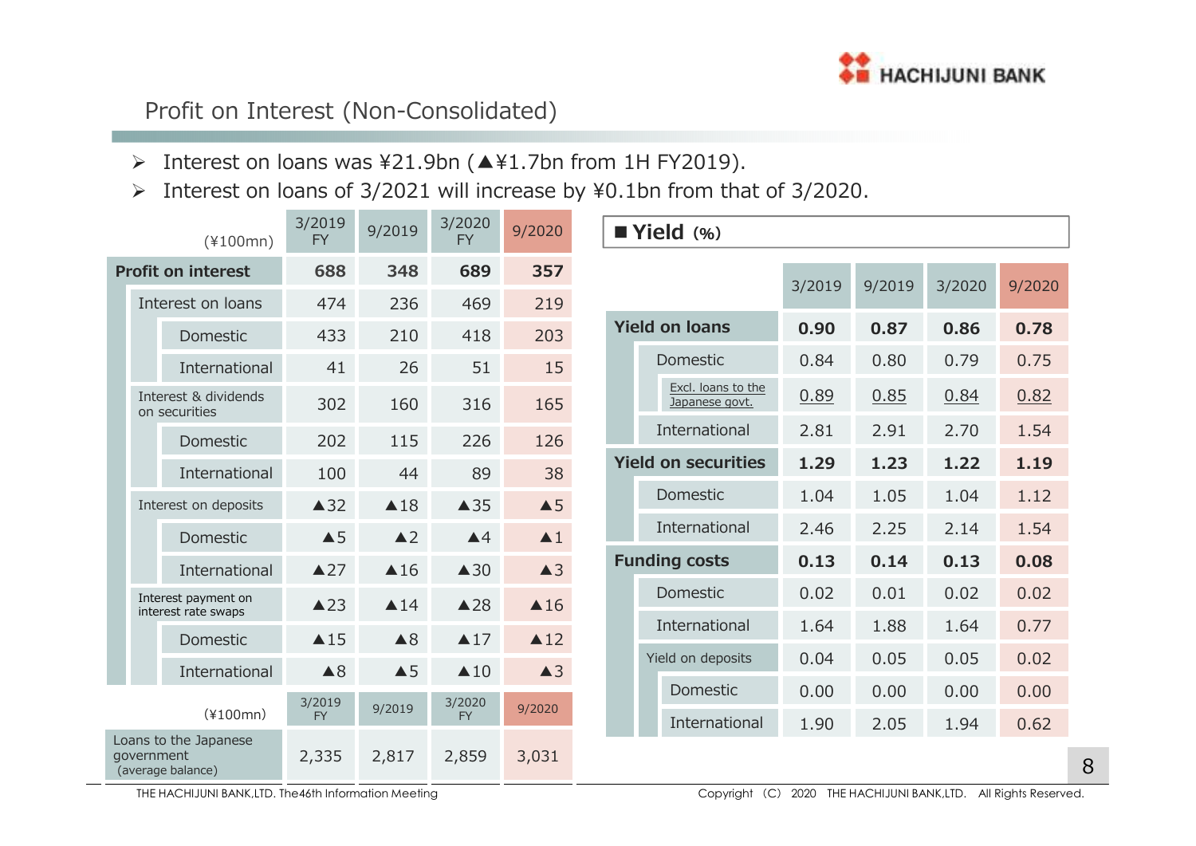# Profit on Interest (Non-Consolidated)

- Interest on loans was ¥21.9bn (▲¥1.7bn from 1H FY2019).
- Interest on loans of 3/2021 will increase by ¥0.1bn from that of 3/2020.

| (¥100mn) | 3/2019 FY | 9/2019 | 3/2020 FY | 9/2020 |
|---|---|---|---|---|
| **Profit on interest** | **688** | **348** | **689** | **357** |
| Interest on loans | 474 | 236 | 469 | 219 |
| Domestic | 433 | 210 | 418 | 203 |
| International | 41 | 26 | 51 | 15 |
| Interest & dividends on securities | 302 | 160 | 316 | 165 |
| Domestic | 202 | 115 | 226 | 126 |
| International | 100 | 44 | 89 | 38 |
| Interest on deposits | ▲32 | ▲18 | ▲35 | ▲5 |
| Domestic | ▲5 | ▲2 | ▲4 | ▲1 |
| International | ▲27 | ▲16 | ▲30 | ▲3 |
| Interest payment on interest rate swaps | ▲23 | ▲14 | ▲28 | ▲16 |
| Domestic | ▲15 | ▲8 | ▲17 | ▲12 |
| International | ▲8 | ▲5 | ▲10 | ▲3 |

| (¥100mn) | 3/2019 FY | 9/2019 | 3/2020 FY | 9/2020 |
|---|---|---|---|---|
| Loans to the Japanese government (average balance) | 2,335 | 2,817 | 2,859 | 3,031 |

**■ Yield (%)**

| | 3/2019 | 9/2019 | 3/2020 | 9/2020 |
|---|---|---|---|---|
| **Yield on loans** | **0.90** | **0.87** | **0.86** | **0.78** |
| Domestic | 0.84 | 0.80 | 0.79 | 0.75 |
| Excl. loans to the Japanese govt. | 0.89 | 0.85 | 0.84 | 0.82 |
| International | 2.81 | 2.91 | 2.70 | 1.54 |
| **Yield on securities** | **1.29** | **1.23** | **1.22** | **1.19** |
| Domestic | 1.04 | 1.05 | 1.04 | 1.12 |
| International | 2.46 | 2.25 | 2.14 | 1.54 |
| **Funding costs** | **0.13** | **0.14** | **0.13** | **0.08** |
| Domestic | 0.02 | 0.01 | 0.02 | 0.02 |
| International | 1.64 | 1.88 | 1.64 | 0.77 |
| Yield on deposits | 0.04 | 0.05 | 0.05 | 0.02 |
| Domestic | 0.00 | 0.00 | 0.00 | 0.00 |
| International | 1.90 | 2.05 | 1.94 | 0.62 |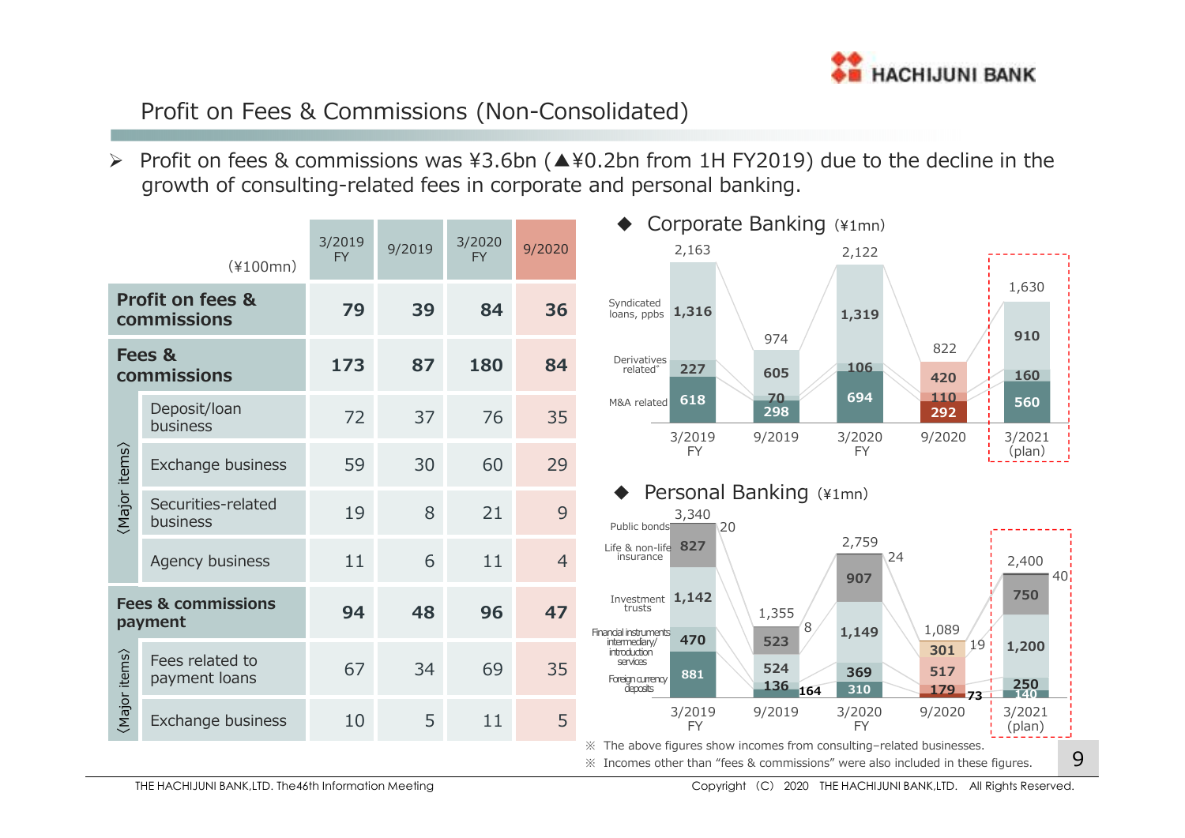# Profit on Fees & Commissions (Non-Consolidated)

➢ Profit on fees & commissions was ¥3.6bn (▲¥0.2bn from 1H FY2019) due to the decline in the growth of consulting-related fees in corporate and personal banking.

| (¥100mn) | | 3/2019 FY | 9/2019 | 3/2020 FY | 9/2020 |
|---|---|---|---|---|---|
| **Profit on fees & commissions** | | **79** | **39** | **84** | **36** |
| **Fees & commissions** | | **173** | **87** | **180** | **84** |
| 〈Major items〉 | Deposit/loan business | 72 | 37 | 76 | 35 |
| | Exchange business | 59 | 30 | 60 | 29 |
| | Securities-related business | 19 | 8 | 21 | 9 |
| | Agency business | 11 | 6 | 11 | 4 |
| **Fees & commissions payment** | | **94** | **48** | **96** | **47** |
| 〈Major items〉 | Fees related to payment loans | 67 | 34 | 69 | 35 |
| | Exchange business | 10 | 5 | 11 | 5 |

◆ Corporate Banking (¥1mn)

| | 3/2019 FY | 9/2019 | 3/2020 FY | 9/2020 | 3/2021 (plan) |
|---|---|---|---|---|---|
| Syndicated loans, ppbs | 1,316 | 605 | 1,319 | 420 | 910 |
| Derivatives related* | 227 | 70 | 106 | 110 | 160 |
| M&A related | 618 | 298 | 694 | 292 | 560 |
| Total | 2,163 | 974 | 2,122 | 822 | 1,630 |

◆ Personal Banking (¥1mn)

| | 3/2019 FY | 9/2019 | 3/2020 FY | 9/2020 | 3/2021 (plan) |
|---|---|---|---|---|---|
| Public bonds | 20 | 8 | 24 | 19 | 40 |
| Life & non-life insurance | 827 | 523 | 907 | 301 | 750 |
| Investment trusts | 1,142 | 524 | 1,149 | 517 | 1,200 |
| Financial instruments intermediary/ introduction services | 470 | 136 | 369 | 179 | 250 |
| Foreign currency deposits | 881 | 164 | 310 | 73 | 140 |
| Total | 3,340 | 1,355 | 2,759 | 1,089 | 2,400 |

※ The above figures show incomes from consulting-related businesses.

※ Incomes other than "fees & commissions" were also included in these figures.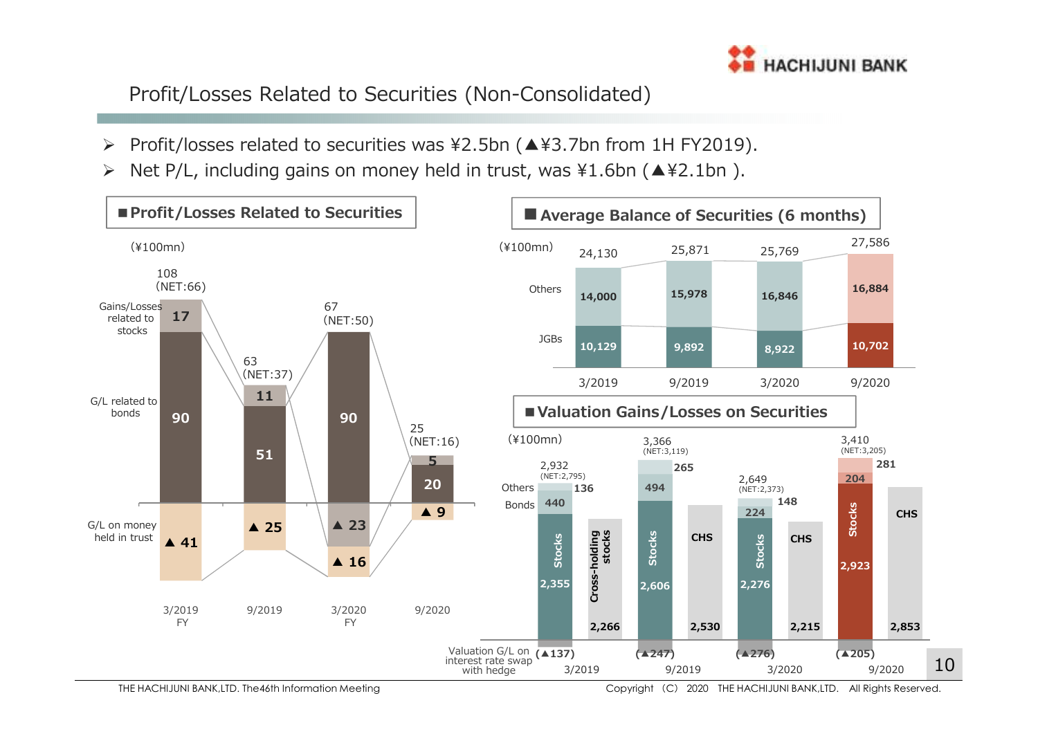## Profit/Losses Related to Securities (Non-Consolidated)

- Profit/losses related to securities was ¥2.5bn (▲¥3.7bn from 1H FY2019).
- Net P/L, including gains on money held in trust, was ¥1.6bn (▲¥2.1bn ).

### ■ Profit/Losses Related to Securities

(¥100mn)

| | 3/2019 FY | 9/2019 | 3/2020 FY | 9/2020 |
|---|---|---|---|---|
| Gains/Losses related to stocks | 17 | 11 | – | 5 |
| G/L related to bonds | 90 | 51 | 90 | 20 |
| G/L on money held in trust | ▲ 41 | ▲ 25 | ▲ 23 / ▲ 16 | ▲ 9 |
| Total | 108 (NET:66) | 63 (NET:37) | 67 (NET:50) | 25 (NET:16) |

### ■ Average Balance of Securities (6 months)

(¥100mn)

| | 3/2019 | 9/2019 | 3/2020 | 9/2020 |
|---|---|---|---|---|
| Others | 14,000 | 15,978 | 16,846 | 16,884 |
| JGBs | 10,129 | 9,892 | 8,922 | 10,702 |
| Total | 24,130 | 25,871 | 25,769 | 27,586 |

### ■ Valuation Gains/Losses on Securities

(¥100mn)

| | 3/2019 | 9/2019 | 3/2020 | 9/2020 |
|---|---|---|---|---|
| Others | 136 | 265 | 148 | 281 |
| Bonds | 440 | 494 | 224 | 204 |
| Stocks | 2,355 | 2,606 | 2,276 | 2,923 |
| Total | 2,932 (NET:2,795) | 3,366 (NET:3,119) | 2,649 (NET:2,373) | 3,410 (NET:3,205) |
| Cross-holding stocks (CHS) | 2,266 | 2,530 | 2,215 | 2,853 |
| Valuation G/L on interest rate swap with hedge | (▲137) | (▲247) | (▲276) | (▲205) |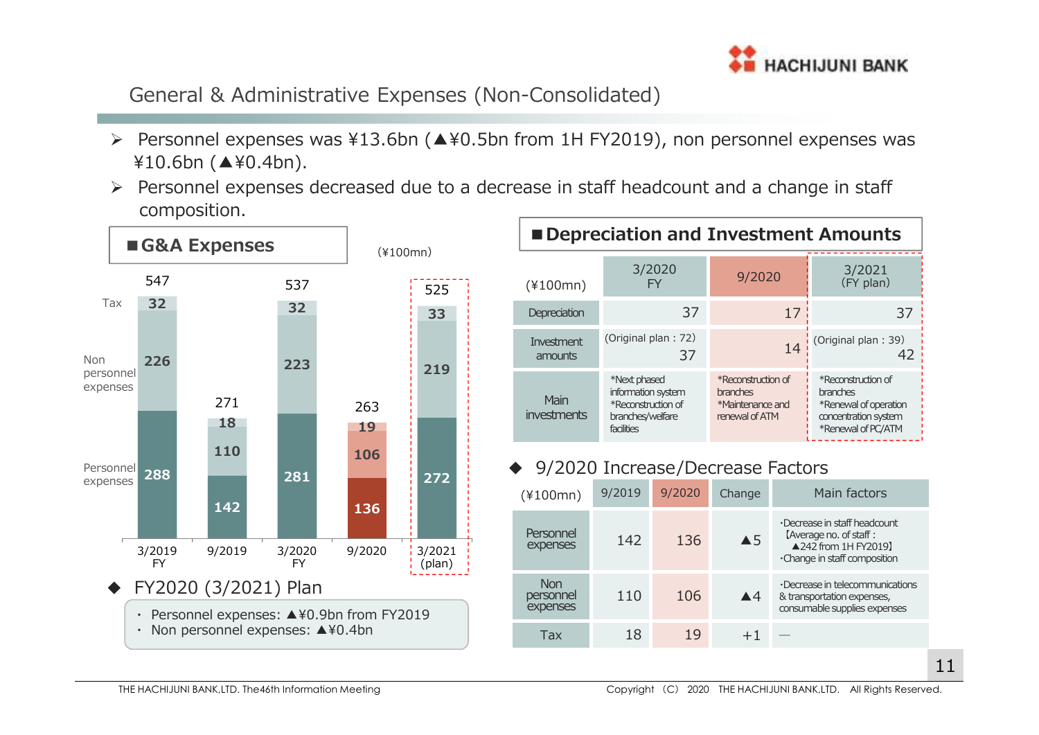# General & Administrative Expenses (Non-Consolidated)

- Personnel expenses was ¥13.6bn (▲¥0.5bn from 1H FY2019), non personnel expenses was ¥10.6bn (▲¥0.4bn).
- Personnel expenses decreased due to a decrease in staff headcount and a change in staff composition.

## ■G&A Expenses

(¥100mn)

| | 3/2019 FY | 9/2019 | 3/2020 FY | 9/2020 | 3/2021 (plan) |
|---|---|---|---|---|---|
| Tax | 32 | 18 | 32 | 19 | 33 |
| Non personnel expenses | 226 | 110 | 223 | 106 | 219 |
| Personnel expenses | 288 | 142 | 281 | 136 | 272 |
| Total | 547 | 271 | 537 | 263 | 525 |

◆ FY2020 (3/2021) Plan

- Personnel expenses: ▲¥0.9bn from FY2019
- Non personnel expenses: ▲¥0.4bn

## ■Depreciation and Investment Amounts

| (¥100mn) | 3/2020 FY | 9/2020 | 3/2021 (FY plan) |
|---|---|---|---|
| Depreciation | 37 | 17 | 37 |
| Investment amounts | (Original plan : 72) 37 | 14 | (Original plan : 39) 42 |
| Main investments | *Next phased information system<br>*Reconstruction of branches/welfare facilities | *Reconstruction of branches<br>*Maintenance and renewal of ATM | *Reconstruction of branches<br>*Renewal of operation concentration system<br>*Renewal of PC/ATM |

◆ 9/2020 Increase/Decrease Factors

| (¥100mn) | 9/2019 | 9/2020 | Change | Main factors |
|---|---|---|---|---|
| Personnel expenses | 142 | 136 | ▲5 | ·Decrease in staff headcount 【Average no. of staff : ▲242 from 1H FY2019】<br>·Change in staff composition |
| Non personnel expenses | 110 | 106 | ▲4 | ·Decrease in telecommunications & transportation expenses, consumable supplies expenses |
| Tax | 18 | 19 | +1 | — |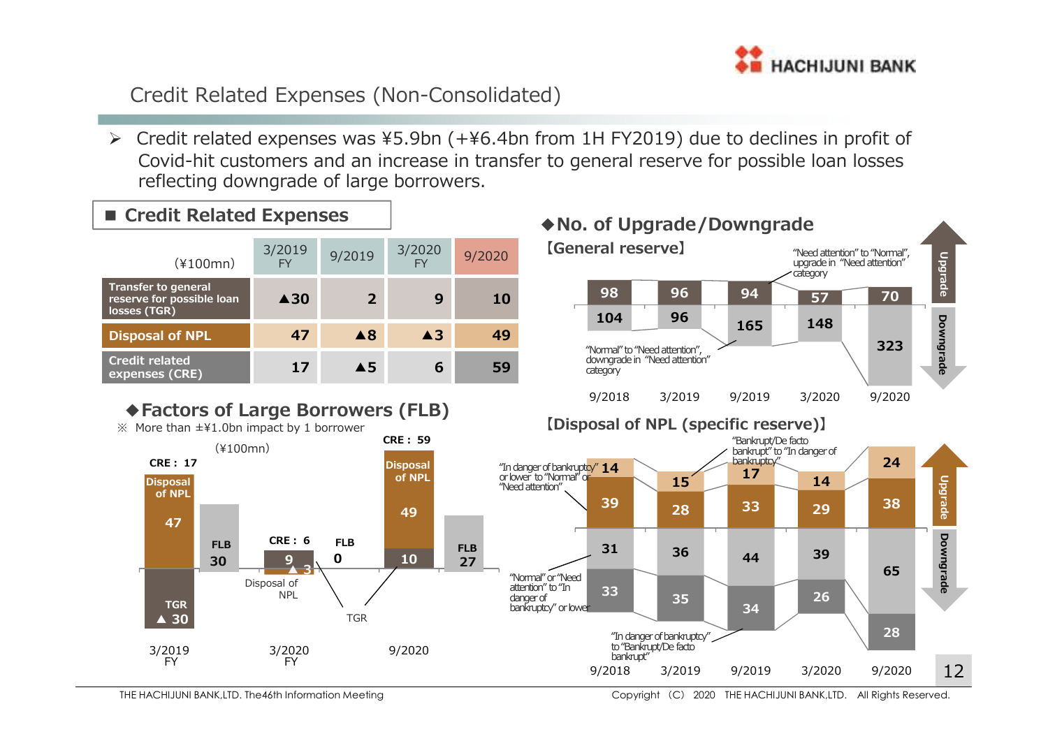# Credit Related Expenses (Non-Consolidated)

- Credit related expenses was ¥5.9bn (+¥6.4bn from 1H FY2019) due to declines in profit of Covid-hit customers and an increase in transfer to general reserve for possible loan losses reflecting downgrade of large borrowers.

## ■ Credit Related Expenses

| (¥100mn) | 3/2019 FY | 9/2019 | 3/2020 FY | 9/2020 |
|---|---|---|---|---|
| Transfer to general reserve for possible loan losses (TGR) | ▲30 | 2 | 9 | 10 |
| Disposal of NPL | 47 | ▲8 | ▲3 | 49 |
| Credit related expenses (CRE) | 17 | ▲5 | 6 | 59 |

### ◆Factors of Large Borrowers (FLB)

※ More than ±¥1.0bn impact by 1 borrower

(¥100mn)

| | CRE | Disposal of NPL | TGR | FLB |
|---|---|---|---|---|
| 3/2019 FY | 17 | 47 | ▲30 | 30 |
| 3/2020 FY | 6 | ▲3 | 9 | 0 |
| 9/2020 | 59 | 49 | 10 | 27 |

## ◆No. of Upgrade/Downgrade

### 【General reserve】

| | 9/2018 | 3/2019 | 9/2019 | 3/2020 | 9/2020 |
|---|---|---|---|---|---|
| Upgrade: "Need attention" to "Normal", upgrade in "Need attention" category | 98 | 96 | 94 | 57 | 70 |
| Downgrade: "Normal" to "Need attention", downgrade in "Need attention" category | 104 | 96 | 165 | 148 | 323 |

### 【Disposal of NPL (specific reserve)】

| | 9/2018 | 3/2019 | 9/2019 | 3/2020 | 9/2020 |
|---|---|---|---|---|---|
| Upgrade: "Bankrupt/De facto bankrupt" to "In danger of bankruptcy" | 14 | 15 | 17 | 14 | 24 |
| Upgrade: "In danger of bankruptcy" or lower to "Normal" or "Need attention" | 39 | 28 | 33 | 29 | 38 |
| Downgrade: "Normal" or "Need attention" to "In danger of bankruptcy" or lower | 31 | 36 | 44 | 39 | 65 |
| Downgrade: "In danger of bankruptcy" to "Bankrupt/De facto bankrupt" | 33 | 35 | 34 | 26 | 28 |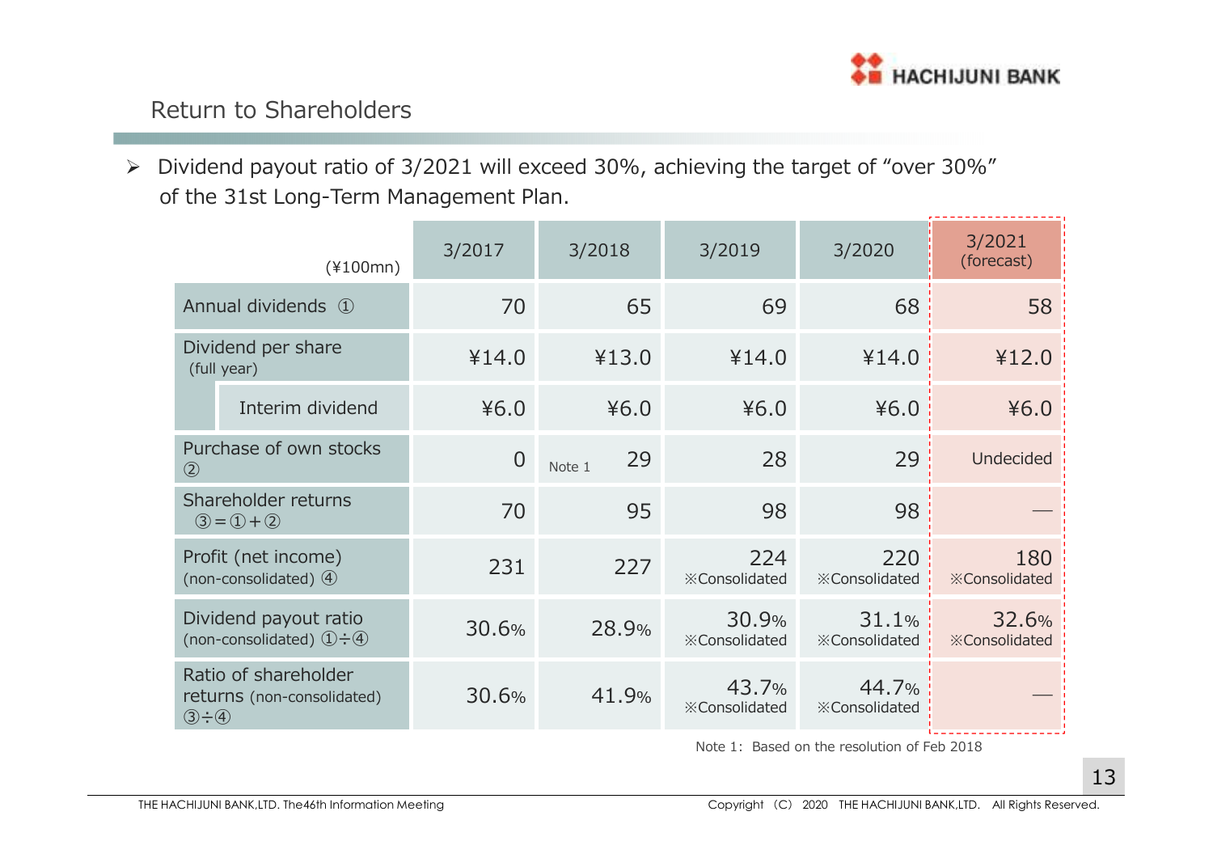## Return to Shareholders

- Dividend payout ratio of 3/2021 will exceed 30%, achieving the target of "over 30%" of the 31st Long-Term Management Plan.

| (¥100mn) | 3/2017 | 3/2018 | 3/2019 | 3/2020 | 3/2021 (forecast) |
|---|---|---|---|---|---|
| Annual dividends ① | 70 | 65 | 69 | 68 | 58 |
| Dividend per share (full year) | ¥14.0 | ¥13.0 | ¥14.0 | ¥14.0 | ¥12.0 |
| Interim dividend | ¥6.0 | ¥6.0 | ¥6.0 | ¥6.0 | ¥6.0 |
| Purchase of own stocks ② | 0 | Note 1 29 | 28 | 29 | Undecided |
| Shareholder returns ③＝①＋② | 70 | 95 | 98 | 98 | — |
| Profit (net income) (non-consolidated) ④ | 231 | 227 | 224 ※Consolidated | 220 ※Consolidated | 180 ※Consolidated |
| Dividend payout ratio (non-consolidated) ①÷④ | 30.6% | 28.9% | 30.9% ※Consolidated | 31.1% ※Consolidated | 32.6% ※Consolidated |
| Ratio of shareholder returns (non-consolidated) ③÷④ | 30.6% | 41.9% | 43.7% ※Consolidated | 44.7% ※Consolidated | — |

Note 1: Based on the resolution of Feb 2018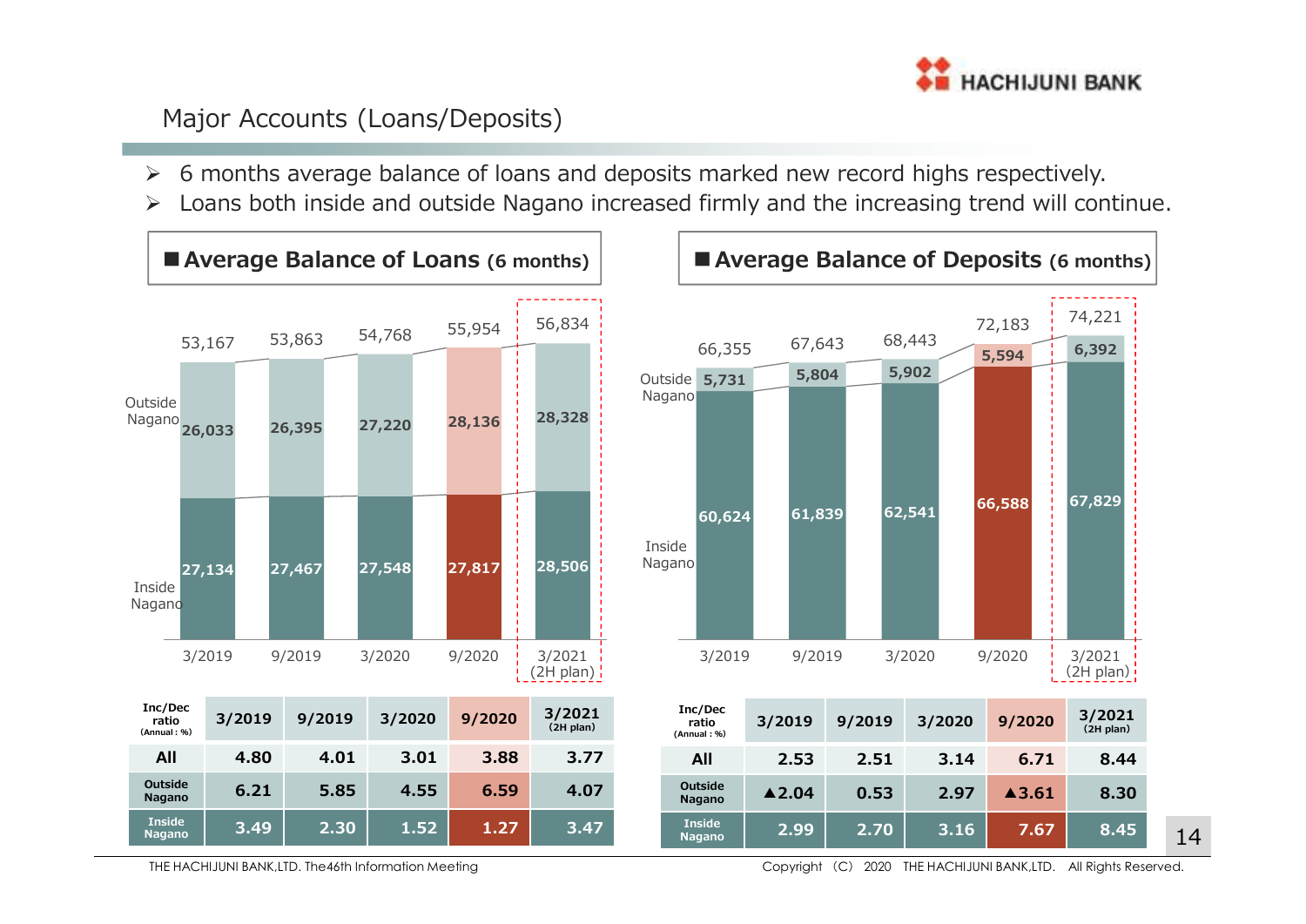# Major Accounts (Loans/Deposits)

- 6 months average balance of loans and deposits marked new record highs respectively.
- Loans both inside and outside Nagano increased firmly and the increasing trend will continue.

## ■ Average Balance of Loans (6 months)

| | 3/2019 | 9/2019 | 3/2020 | 9/2020 | 3/2021 (2H plan) |
|---|---|---|---|---|---|
| Total | 53,167 | 53,863 | 54,768 | 55,954 | 56,834 |
| Outside Nagano | 26,033 | 26,395 | 27,220 | 28,136 | 28,328 |
| Inside Nagano | 27,134 | 27,467 | 27,548 | 27,817 | 28,506 |

| Inc/Dec ratio (Annual : %) | 3/2019 | 9/2019 | 3/2020 | 9/2020 | 3/2021 (2H plan) |
|---|---|---|---|---|---|
| All | 4.80 | 4.01 | 3.01 | 3.88 | 3.77 |
| Outside Nagano | 6.21 | 5.85 | 4.55 | 6.59 | 4.07 |
| Inside Nagano | 3.49 | 2.30 | 1.52 | 1.27 | 3.47 |

## ■ Average Balance of Deposits (6 months)

| | 3/2019 | 9/2019 | 3/2020 | 9/2020 | 3/2021 (2H plan) |
|---|---|---|---|---|---|
| Total | 66,355 | 67,643 | 68,443 | 72,183 | 74,221 |
| Outside Nagano | 5,731 | 5,804 | 5,902 | 5,594 | 6,392 |
| Inside Nagano | 60,624 | 61,839 | 62,541 | 66,588 | 67,829 |

| Inc/Dec ratio (Annual : %) | 3/2019 | 9/2019 | 3/2020 | 9/2020 | 3/2021 (2H plan) |
|---|---|---|---|---|---|
| All | 2.53 | 2.51 | 3.14 | 6.71 | 8.44 |
| Outside Nagano | ▲2.04 | 0.53 | 2.97 | ▲3.61 | 8.30 |
| Inside Nagano | 2.99 | 2.70 | 3.16 | 7.67 | 8.45 |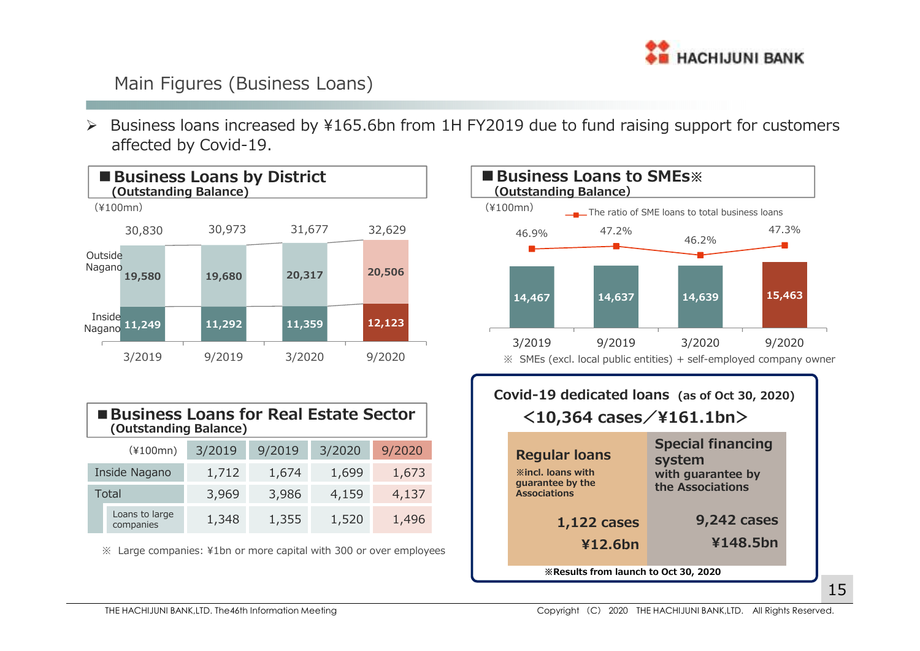# Main Figures (Business Loans)

- Business loans increased by ¥165.6bn from 1H FY2019 due to fund raising support for customers affected by Covid-19.

## ■ Business Loans by District (Outstanding Balance)

(¥100mn)

| | 3/2019 | 9/2019 | 3/2020 | 9/2020 |
|---|---|---|---|---|
| Outside Nagano | 19,580 | 19,680 | 20,317 | 20,506 |
| Inside Nagano | 11,249 | 11,292 | 11,359 | 12,123 |
| Total | 30,830 | 30,973 | 31,677 | 32,629 |

## ■ Business Loans to SMEs※ (Outstanding Balance)

(¥100mn)

| | 3/2019 | 9/2019 | 3/2020 | 9/2020 |
|---|---|---|---|---|
| Business Loans to SMEs | 14,467 | 14,637 | 14,639 | 15,463 |
| The ratio of SME loans to total business loans | 46.9% | 47.2% | 46.2% | 47.3% |

※ SMEs (excl. local public entities) + self-employed company owner

## ■ Business Loans for Real Estate Sector (Outstanding Balance)

| (¥100mn) | 3/2019 | 9/2019 | 3/2020 | 9/2020 |
|---|---|---|---|---|
| Inside Nagano | 1,712 | 1,674 | 1,699 | 1,673 |
| Total | 3,969 | 3,986 | 4,159 | 4,137 |
| Loans to large companies | 1,348 | 1,355 | 1,520 | 1,496 |

※ Large companies: ¥1bn or more capital with 300 or over employees

## Covid-19 dedicated loans (as of Oct 30, 2020)

**<10,364 cases／¥161.1bn>**

| Regular loans ※incl. loans with guarantee by the Associations | Special financing system with guarantee by the Associations |
|---|---|
| 1,122 cases | 9,242 cases |
| ¥12.6bn | ¥148.5bn |

※Results from launch to Oct 30, 2020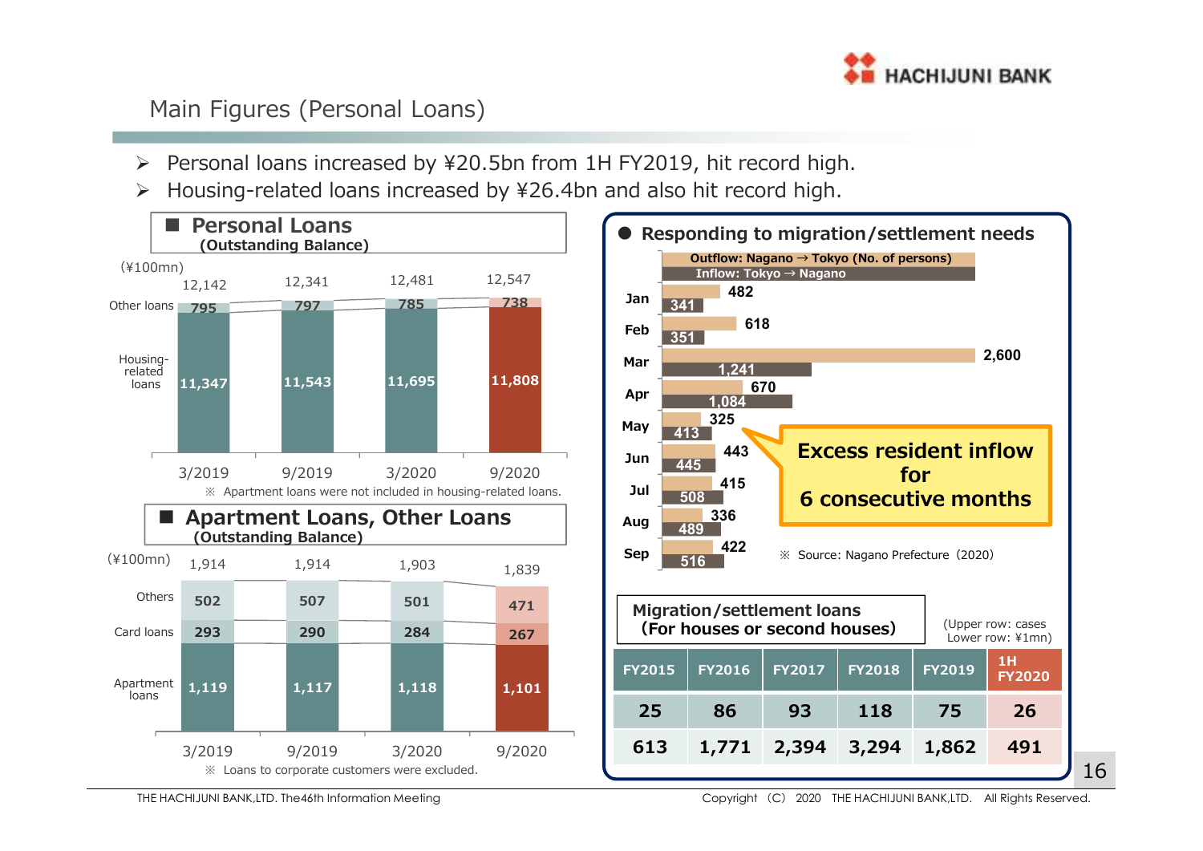# Main Figures (Personal Loans)

- Personal loans increased by ¥20.5bn from 1H FY2019, hit record high.
- Housing-related loans increased by ¥26.4bn and also hit record high.

## ■ Personal Loans (Outstanding Balance)

(¥100mn)

| | 3/2019 | 9/2019 | 3/2020 | 9/2020 |
|---|---|---|---|---|
| Other loans | 795 | 797 | 785 | 738 |
| Housing-related loans | 11,347 | 11,543 | 11,695 | 11,808 |
| Total | 12,142 | 12,341 | 12,481 | 12,547 |

※ Apartment loans were not included in housing-related loans.

## ■ Apartment Loans, Other Loans (Outstanding Balance)

(¥100mn)

| | 3/2019 | 9/2019 | 3/2020 | 9/2020 |
|---|---|---|---|---|
| Others | 502 | 507 | 501 | 471 |
| Card loans | 293 | 290 | 284 | 267 |
| Apartment loans | 1,119 | 1,117 | 1,118 | 1,101 |
| Total | 1,914 | 1,914 | 1,903 | 1,839 |

※ Loans to corporate customers were excluded.

## ● Responding to migration/settlement needs

| | Outflow: Nagano → Tokyo (No. of persons) | Inflow: Tokyo → Nagano |
|---|---|---|
| Jan | 482 | 341 |
| Feb | 618 | 351 |
| Mar | 2,600 | 1,241 |
| Apr | 670 | 1,084 |
| May | 325 | 413 |
| Jun | 443 | 445 |
| Jul | 415 | 508 |
| Aug | 336 | 489 |
| Sep | 422 | 516 |

Excess resident inflow for 6 consecutive months

※ Source: Nagano Prefecture（2020）

### Migration/settlement loans (For houses or second houses)

(Upper row: cases Lower row: ¥1mn)

| FY2015 | FY2016 | FY2017 | FY2018 | FY2019 | 1H FY2020 |
|---|---|---|---|---|---|
| 25 | 86 | 93 | 118 | 75 | 26 |
| 613 | 1,771 | 2,394 | 3,294 | 1,862 | 491 |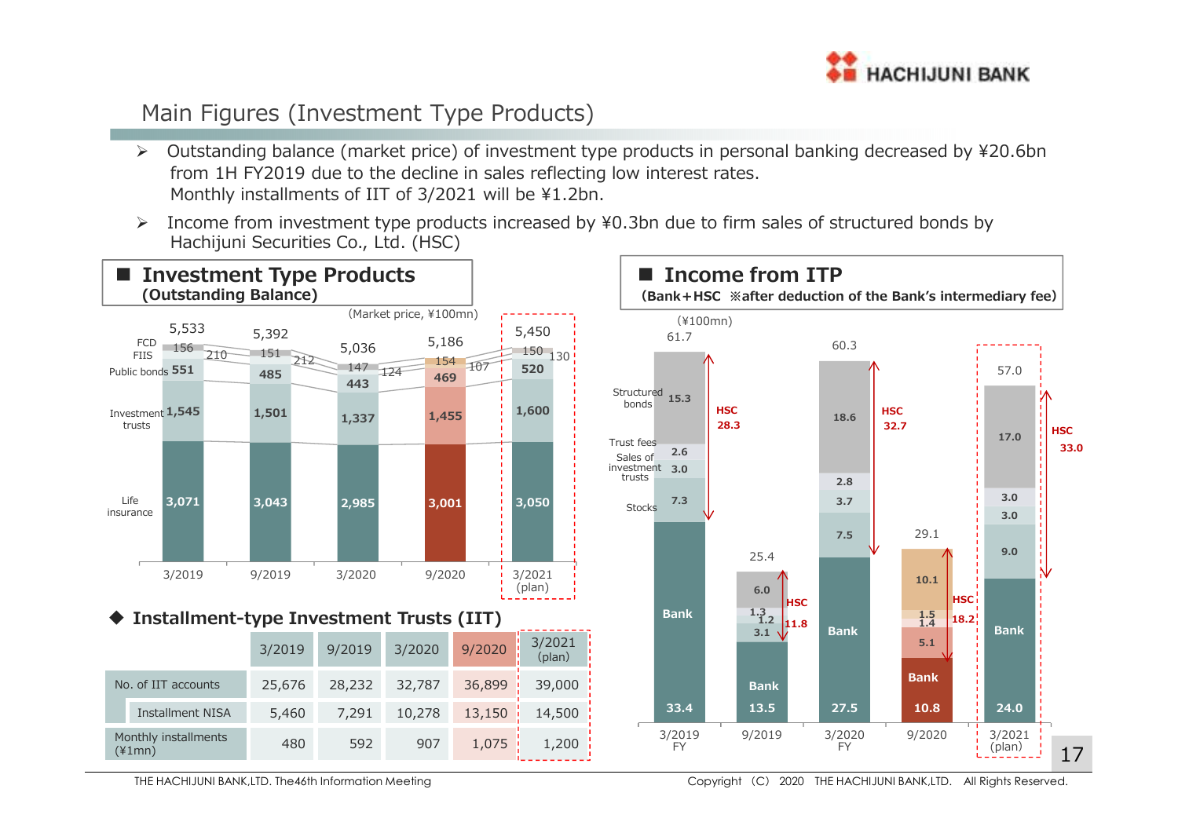## Main Figures (Investment Type Products)

- Outstanding balance (market price) of investment type products in personal banking decreased by ¥20.6bn from 1H FY2019 due to the decline in sales reflecting low interest rates. Monthly installments of IIT of 3/2021 will be ¥1.2bn.
- Income from investment type products increased by ¥0.3bn due to firm sales of structured bonds by Hachijuni Securities Co., Ltd. (HSC)

### ■ Investment Type Products (Outstanding Balance)

(Market price, ¥100mn)

| | 3/2019 | 9/2019 | 3/2020 | 9/2020 | 3/2021 (plan) |
|---|---|---|---|---|---|
| Total | 5,533 | 5,392 | 5,036 | 5,186 | 5,450 |
| FCD | 156 | 151 | 147 | 154 | 150 |
| FIIS | 210 | 212 | 124 | 107 | 130 |
| Public bonds | 551 | 485 | 443 | 469 | 520 |
| Investment trusts | 1,545 | 1,501 | 1,337 | 1,455 | 1,600 |
| Life insurance | 3,071 | 3,043 | 2,985 | 3,001 | 3,050 |

### ◆ Installment-type Investment Trusts (IIT)

| | 3/2019 | 9/2019 | 3/2020 | 9/2020 | 3/2021 (plan) |
|---|---|---|---|---|---|
| No. of IIT accounts | 25,676 | 28,232 | 32,787 | 36,899 | 39,000 |
| Installment NISA | 5,460 | 7,291 | 10,278 | 13,150 | 14,500 |
| Monthly installments (¥1mn) | 480 | 592 | 907 | 1,075 | 1,200 |

### ■ Income from ITP

(Bank+HSC ※after deduction of the Bank's intermediary fee)

(¥100mn)

| | 3/2019 FY | 9/2019 | 3/2020 FY | 9/2020 | 3/2021 (plan) |
|---|---|---|---|---|---|
| Total | 61.7 | 25.4 | 60.3 | 29.1 | 57.0 |
| Structured bonds | 15.3 | 6.0 | 18.6 | 10.1 | 17.0 |
| Trust fees | 2.6 | 1.3 | 2.8 | 1.5 | 3.0 |
| Sales of investment trusts | 3.0 | 1.2 | 3.7 | 1.4 | 3.0 |
| Stocks | 7.3 | 3.1 | 7.5 | 5.1 | 9.0 |
| Bank | 33.4 | 13.5 | 27.5 | 10.8 | 24.0 |
| HSC | 28.3 | 11.8 | 32.7 | 18.2 | 33.0 |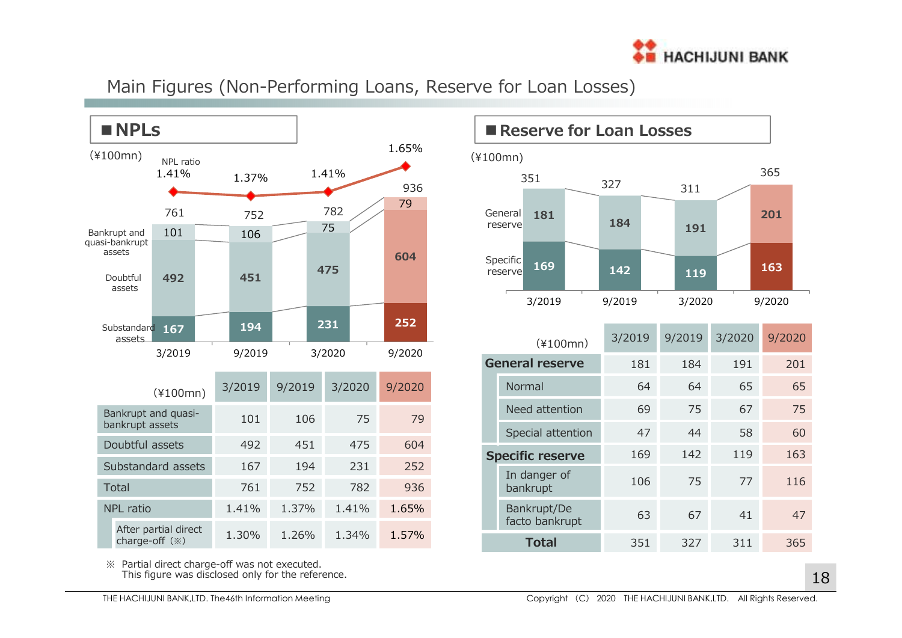# Main Figures (Non-Performing Loans, Reserve for Loan Losses)

## ■ NPLs

(¥100mn)

| | 3/2019 | 9/2019 | 3/2020 | 9/2020 |
|---|---|---|---|---|
| NPL ratio | 1.41% | 1.37% | 1.41% | 1.65% |
| Total | 761 | 752 | 782 | 936 |
| Bankrupt and quasi-bankrupt assets | 101 | 106 | 75 | 79 |
| Doubtful assets | 492 | 451 | 475 | 604 |
| Substandard assets | 167 | 194 | 231 | 252 |

| (¥100mn) | 3/2019 | 9/2019 | 3/2020 | 9/2020 |
|---|---|---|---|---|
| Bankrupt and quasi-bankrupt assets | 101 | 106 | 75 | 79 |
| Doubtful assets | 492 | 451 | 475 | 604 |
| Substandard assets | 167 | 194 | 231 | 252 |
| Total | 761 | 752 | 782 | 936 |
| NPL ratio | 1.41% | 1.37% | 1.41% | 1.65% |
| After partial direct charge-off (※) | 1.30% | 1.26% | 1.34% | 1.57% |

※ Partial direct charge-off was not executed.
This figure was disclosed only for the reference.

## ■ Reserve for Loan Losses

(¥100mn)

| | 3/2019 | 9/2019 | 3/2020 | 9/2020 |
|---|---|---|---|---|
| Total | 351 | 327 | 311 | 365 |
| General reserve | 181 | 184 | 191 | 201 |
| Specific reserve | 169 | 142 | 119 | 163 |

| (¥100mn) | 3/2019 | 9/2019 | 3/2020 | 9/2020 |
|---|---|---|---|---|
| **General reserve** | 181 | 184 | 191 | 201 |
| Normal | 64 | 64 | 65 | 65 |
| Need attention | 69 | 75 | 67 | 75 |
| Special attention | 47 | 44 | 58 | 60 |
| **Specific reserve** | 169 | 142 | 119 | 163 |
| In danger of bankrupt | 106 | 75 | 77 | 116 |
| Bankrupt/De facto bankrupt | 63 | 67 | 41 | 47 |
| **Total** | 351 | 327 | 311 | 365 |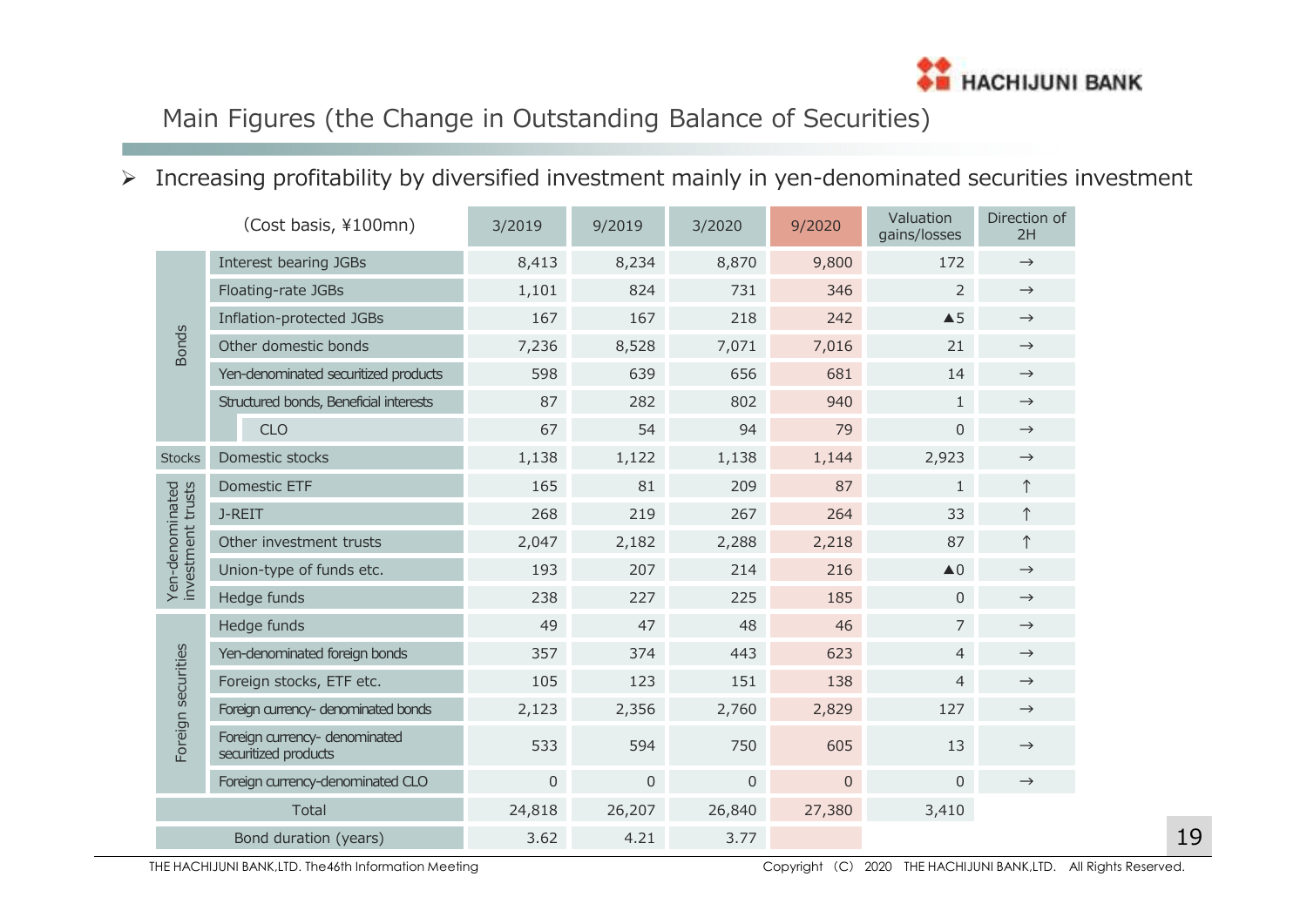# Main Figures (the Change in Outstanding Balance of Securities)

- Increasing profitability by diversified investment mainly in yen-denominated securities investment

| | (Cost basis, ¥100mn) | 3/2019 | 9/2019 | 3/2020 | 9/2020 | Valuation gains/losses | Direction of 2H |
|---|---|---|---|---|---|---|---|
| Bonds | Interest bearing JGBs | 8,413 | 8,234 | 8,870 | 9,800 | 172 | → |
| | Floating-rate JGBs | 1,101 | 824 | 731 | 346 | 2 | → |
| | Inflation-protected JGBs | 167 | 167 | 218 | 242 | ▲5 | → |
| | Other domestic bonds | 7,236 | 8,528 | 7,071 | 7,016 | 21 | → |
| | Yen-denominated securitized products | 598 | 639 | 656 | 681 | 14 | → |
| | Structured bonds, Beneficial interests | 87 | 282 | 802 | 940 | 1 | → |
| | CLO | 67 | 54 | 94 | 79 | 0 | → |
| Stocks | Domestic stocks | 1,138 | 1,122 | 1,138 | 1,144 | 2,923 | → |
| Yen-denominated investment trusts | Domestic ETF | 165 | 81 | 209 | 87 | 1 | ↑ |
| | J-REIT | 268 | 219 | 267 | 264 | 33 | ↑ |
| | Other investment trusts | 2,047 | 2,182 | 2,288 | 2,218 | 87 | ↑ |
| | Union-type of funds etc. | 193 | 207 | 214 | 216 | ▲0 | → |
| | Hedge funds | 238 | 227 | 225 | 185 | 0 | → |
| Foreign securities | Hedge funds | 49 | 47 | 48 | 46 | 7 | → |
| | Yen-denominated foreign bonds | 357 | 374 | 443 | 623 | 4 | → |
| | Foreign stocks, ETF etc. | 105 | 123 | 151 | 138 | 4 | → |
| | Foreign currency- denominated bonds | 2,123 | 2,356 | 2,760 | 2,829 | 127 | → |
| | Foreign currency- denominated securitized products | 533 | 594 | 750 | 605 | 13 | → |
| | Foreign currency-denominated CLO | 0 | 0 | 0 | 0 | 0 | → |
| Total | | 24,818 | 26,207 | 26,840 | 27,380 | 3,410 | |
| Bond duration (years) | | 3.62 | 4.21 | 3.77 | | | |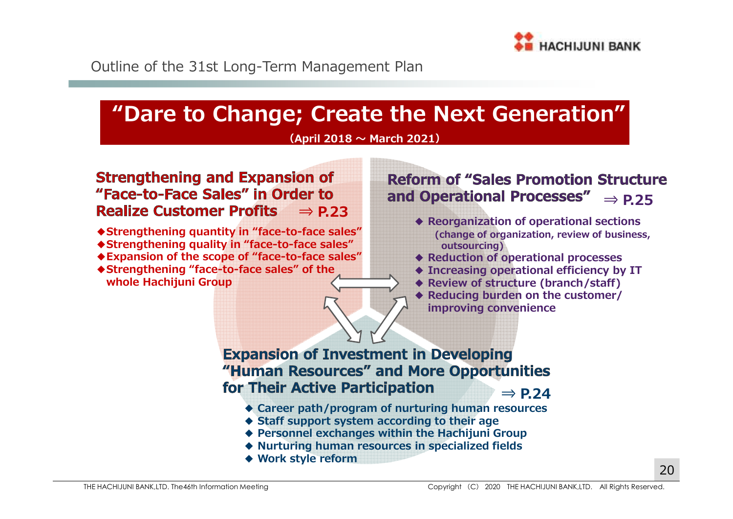# Outline of the 31st Long-Term Management Plan

## "Dare to Change; Create the Next Generation"

(April 2018 ～ March 2021)

### Strengthening and Expansion of "Face-to-Face Sales" in Order to Realize Customer Profits ⇒ P.23

- ◆Strengthening quantity in "face-to-face sales"
- ◆Strengthening quality in "face-to-face sales"
- ◆Expansion of the scope of "face-to-face sales"
- ◆Strengthening "face-to-face sales" of the whole Hachijuni Group

### Reform of "Sales Promotion Structure and Operational Processes" ⇒ P.25

- ◆ Reorganization of operational sections (change of organization, review of business, outsourcing)
- ◆ Reduction of operational processes
- ◆ Increasing operational efficiency by IT
- ◆ Review of structure (branch/staff)
- ◆ Reducing burden on the customer/ improving convenience

### Expansion of Investment in Developing "Human Resources" and More Opportunities for Their Active Participation ⇒ P.24

- ◆ Career path/program of nurturing human resources
- ◆ Staff support system according to their age
- ◆ Personnel exchanges within the Hachijuni Group
- ◆ Nurturing human resources in specialized fields
- ◆ Work style reform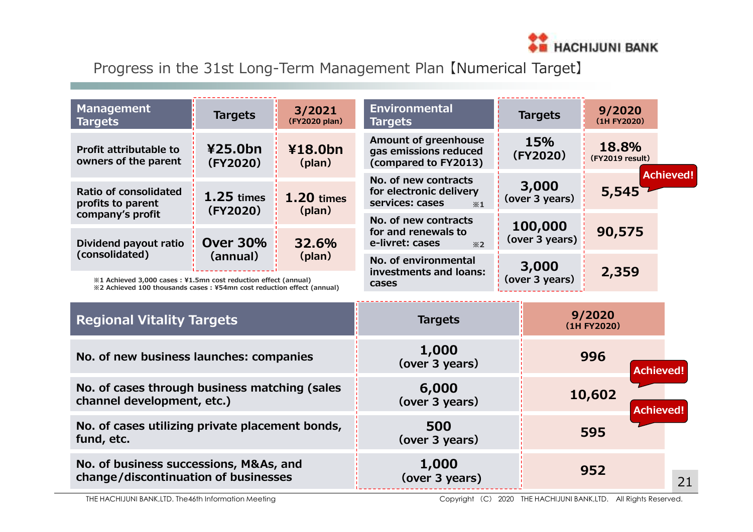## Progress in the 31st Long-Term Management Plan【Numerical Target】

| Management Targets | Targets | 3/2021 (FY2020 plan) |
|---|---|---|
| Profit attributable to owners of the parent | ¥25.0bn (FY2020) | ¥18.0bn (plan) |
| Ratio of consolidated profits to parent company's profit | 1.25 times (FY2020) | 1.20 times (plan) |
| Dividend payout ratio (consolidated) | Over 30% (annual) | 32.6% (plan) |

※1 Achieved 3,000 cases : ¥1.5mn cost reduction effect (annual)
※2 Achieved 100 thousands cases : ¥54mn cost reduction effect (annual)

| Environmental Targets | Targets | 9/2020 (1H FY2020) |
|---|---|---|
| Amount of greenhouse gas emissions reduced (compared to FY2013) | 15% (FY2020) | 18.8% (FY2019 result) Achieved! |
| No. of new contracts for electronic delivery services: cases ※1 | 3,000 (over 3 years) | 5,545 Achieved! |
| No. of new contracts for and renewals to e-livret: cases ※2 | 100,000 (over 3 years) | 90,575 |
| No. of environmental investments and loans: cases | 3,000 (over 3 years) | 2,359 |

| Regional Vitality Targets | Targets | 9/2020 (1H FY2020) |
|---|---|---|
| No. of new business launches: companies | 1,000 (over 3 years) | 996 |
| No. of cases through business matching (sales channel development, etc.) | 6,000 (over 3 years) | 10,602 Achieved! |
| No. of cases utilizing private placement bonds, fund, etc. | 500 (over 3 years) | 595 Achieved! |
| No. of business successions, M&As, and change/discontinuation of businesses | 1,000 (over 3 years) | 952 |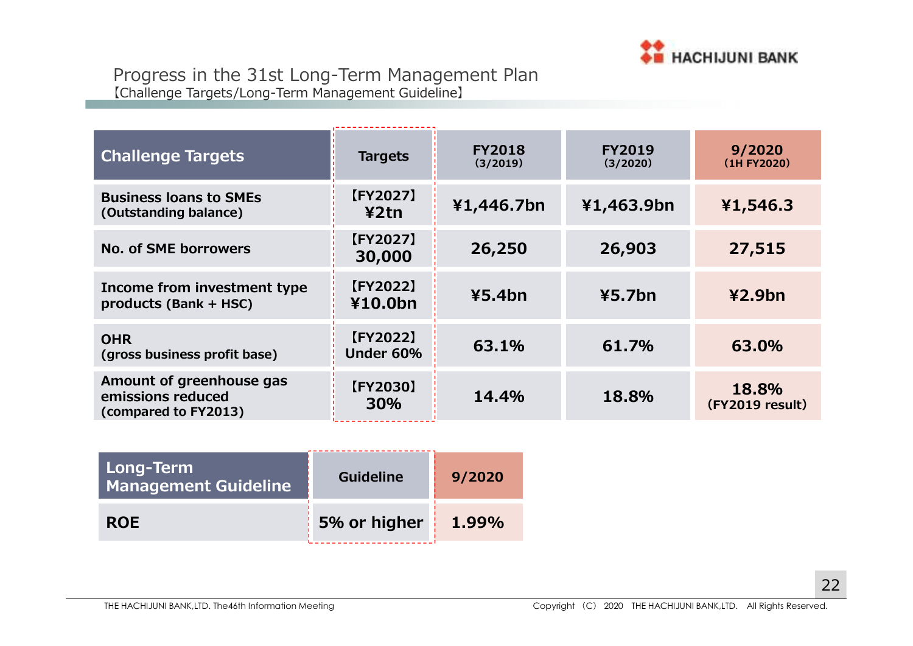# Progress in the 31st Long-Term Management Plan

【Challenge Targets/Long-Term Management Guideline】

| Challenge Targets | Targets | FY2018 (3/2019) | FY2019 (3/2020) | 9/2020 (1H FY2020) |
|---|---|---|---|---|
| Business loans to SMEs (Outstanding balance) | 【FY2027】 ¥2tn | ¥1,446.7bn | ¥1,463.9bn | ¥1,546.3 |
| No. of SME borrowers | 【FY2027】 30,000 | 26,250 | 26,903 | 27,515 |
| Income from investment type products (Bank + HSC) | 【FY2022】 ¥10.0bn | ¥5.4bn | ¥5.7bn | ¥2.9bn |
| OHR (gross business profit base) | 【FY2022】 Under 60% | 63.1% | 61.7% | 63.0% |
| Amount of greenhouse gas emissions reduced (compared to FY2013) | 【FY2030】 30% | 14.4% | 18.8% | 18.8% (FY2019 result) |

| Long-Term Management Guideline | Guideline | 9/2020 |
|---|---|---|
| ROE | 5% or higher | 1.99% |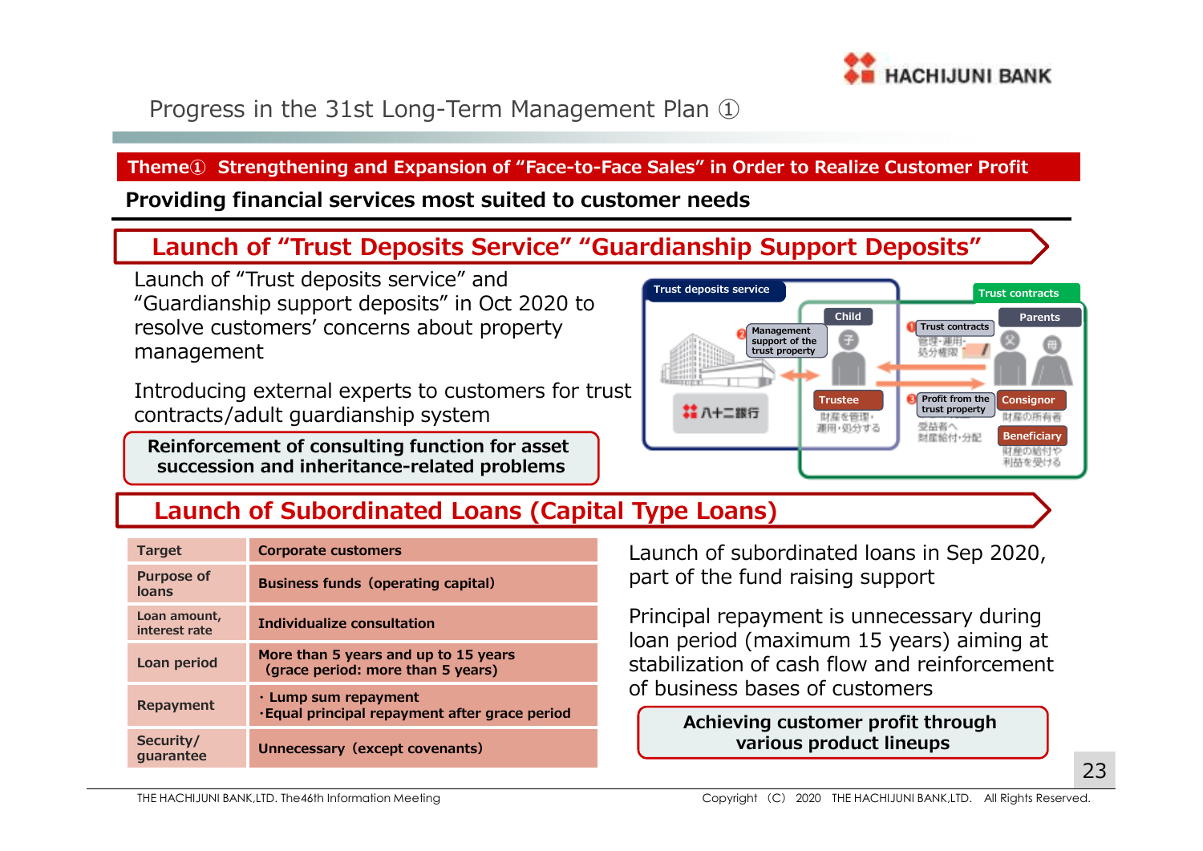# Progress in the 31st Long-Term Management Plan ①

**Theme① Strengthening and Expansion of "Face-to-Face Sales" in Order to Realize Customer Profit**

**Providing financial services most suited to customer needs**

## Launch of "Trust Deposits Service" "Guardianship Support Deposits"

Launch of "Trust deposits service" and "Guardianship support deposits" in Oct 2020 to resolve customers' concerns about property management

Introducing external experts to customers for trust contracts/adult guardianship system

**Reinforcement of consulting function for asset succession and inheritance-related problems**

Trust deposits service
- 八十二銀行
- ② Management support of the trust property
- Child: Trustee — 財産を管理・運用・処分する

Trust contracts
- ① Trust contracts — 管理・運用・処分権限
- ③ Profit from the trust property — 受益者へ財産給付・分配
- Parents: Consignor — 財産の所有者; Beneficiary — 財産の給付や利益を受ける

## Launch of Subordinated Loans (Capital Type Loans)

| Target | Corporate customers |
|---|---|
| Purpose of loans | Business funds (operating capital) |
| Loan amount, interest rate | Individualize consultation |
| Loan period | More than 5 years and up to 15 years (grace period: more than 5 years) |
| Repayment | · Lump sum repayment<br>·Equal principal repayment after grace period |
| Security/ guarantee | Unnecessary (except covenants) |

Launch of subordinated loans in Sep 2020, part of the fund raising support

Principal repayment is unnecessary during loan period (maximum 15 years) aiming at stabilization of cash flow and reinforcement of business bases of customers

**Achieving customer profit through various product lineups**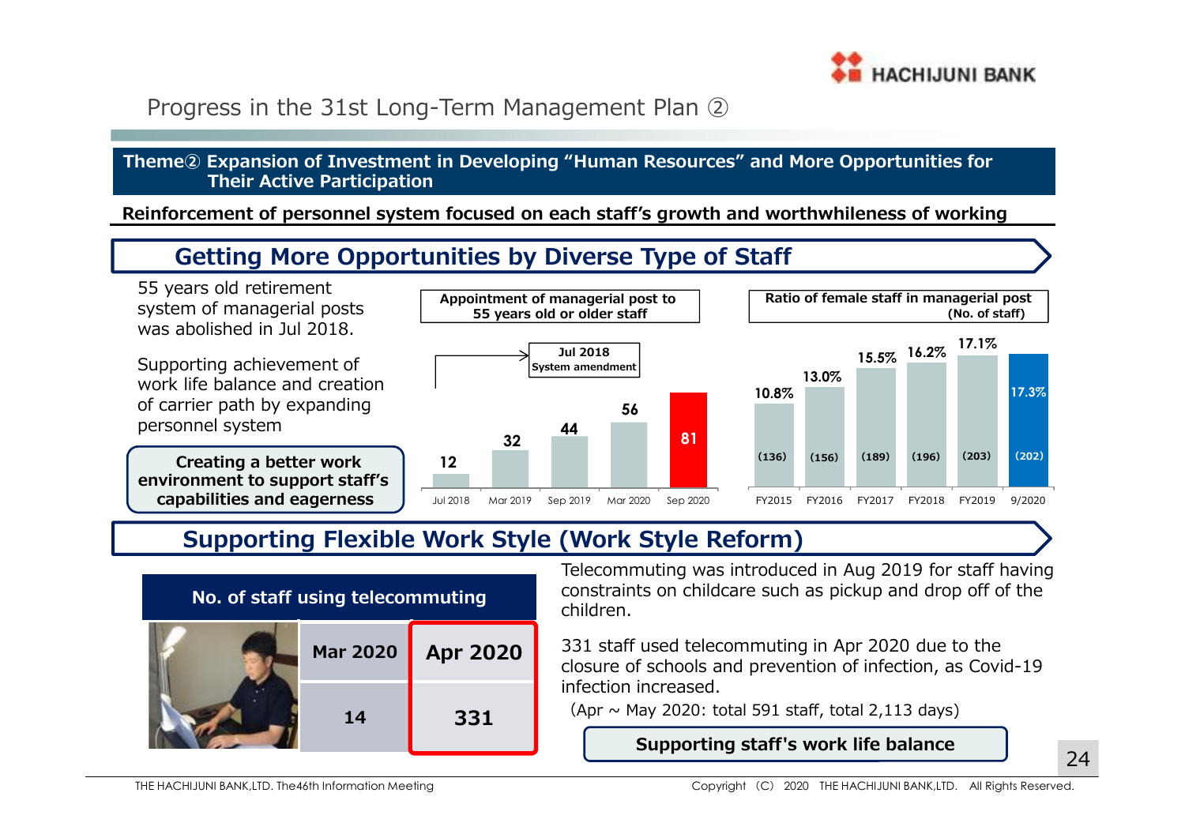# Progress in the 31st Long-Term Management Plan ②

## Theme② Expansion of Investment in Developing "Human Resources" and More Opportunities for Their Active Participation

**Reinforcement of personnel system focused on each staff's growth and worthwhileness of working**

### Getting More Opportunities by Diverse Type of Staff

55 years old retirement system of managerial posts was abolished in Jul 2018.

Supporting achievement of work life balance and creation of carrier path by expanding personnel system

**Creating a better work environment to support staff's capabilities and eagerness**

**Appointment of managerial post to 55 years old or older staff**

(Jul 2018 System amendment)

| Jul 2018 | Mar 2019 | Sep 2019 | Mar 2020 | Sep 2020 |
|---|---|---|---|---|
| 12 | 32 | 44 | 56 | 81 |

**Ratio of female staff in managerial post (No. of staff)**

| FY2015 | FY2016 | FY2017 | FY2018 | FY2019 | 9/2020 |
|---|---|---|---|---|---|
| 10.8% (136) | 13.0% (156) | 15.5% (189) | 16.2% (196) | 17.1% (203) | 17.3% (202) |

### Supporting Flexible Work Style (Work Style Reform)

**No. of staff using telecommuting**

| Mar 2020 | Apr 2020 |
|---|---|
| 14 | 331 |

Telecommuting was introduced in Aug 2019 for staff having constraints on childcare such as pickup and drop off of the children.

331 staff used telecommuting in Apr 2020 due to the closure of schools and prevention of infection, as Covid-19 infection increased.

(Apr ~ May 2020: total 591 staff, total 2,113 days)

**Supporting staff's work life balance**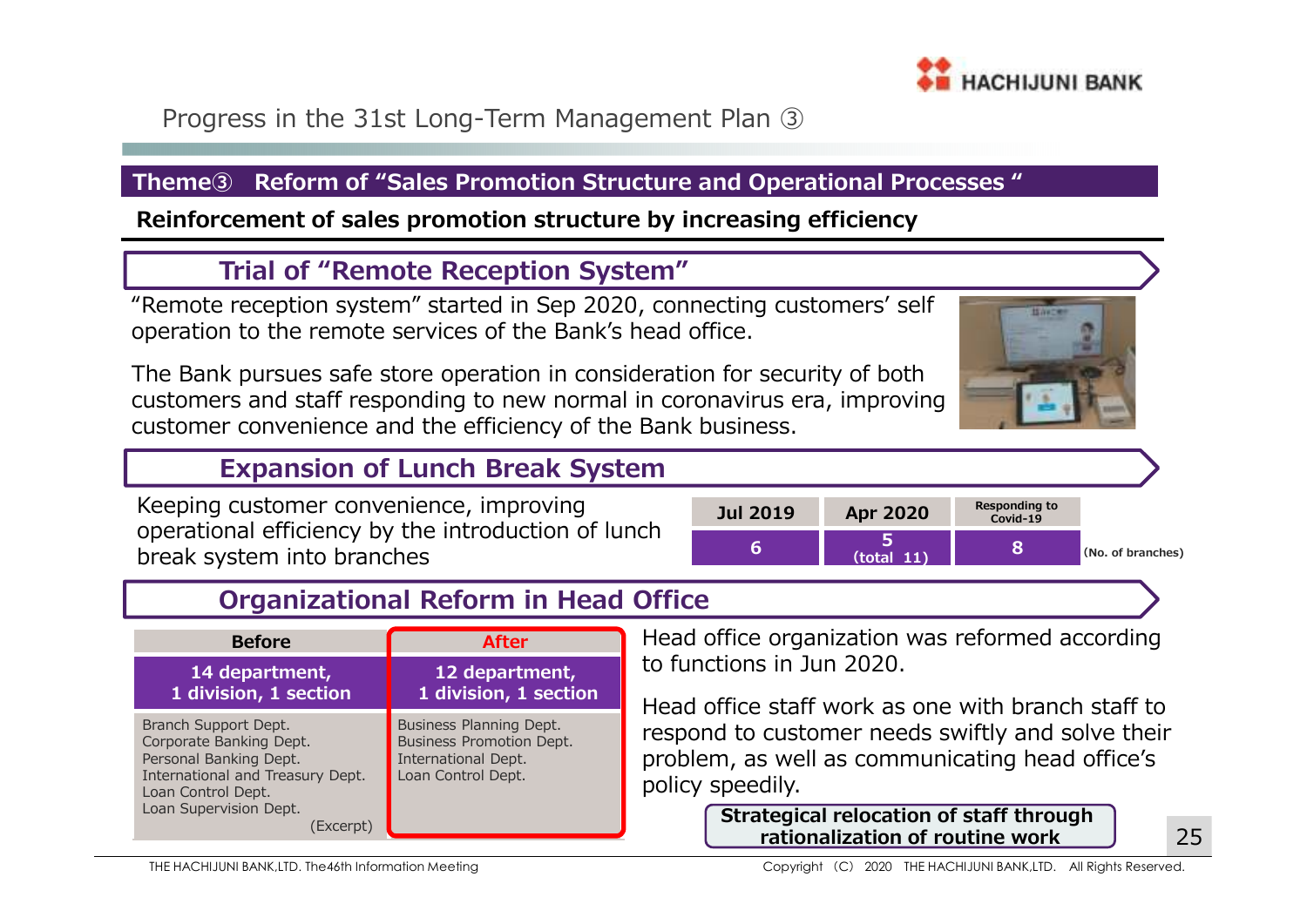# Progress in the 31st Long-Term Management Plan ③

## Theme③ Reform of "Sales Promotion Structure and Operational Processes "

**Reinforcement of sales promotion structure by increasing efficiency**

### Trial of "Remote Reception System"

"Remote reception system" started in Sep 2020, connecting customers' self operation to the remote services of the Bank's head office.

The Bank pursues safe store operation in consideration for security of both customers and staff responding to new normal in coronavirus era, improving customer convenience and the efficiency of the Bank business.

### Expansion of Lunch Break System

Keeping customer convenience, improving operational efficiency by the introduction of lunch break system into branches

| Jul 2019 | Apr 2020 | Responding to Covid-19 | |
|---|---|---|---|
| 6 | 5 (total 11) | 8 | (No. of branches) |

### Organizational Reform in Head Office

| Before | After |
|---|---|
| 14 department, 1 division, 1 section | 12 department, 1 division, 1 section |
| Branch Support Dept.<br>Corporate Banking Dept.<br>Personal Banking Dept.<br>International and Treasury Dept.<br>Loan Control Dept.<br>Loan Supervision Dept.<br>(Excerpt) | Business Planning Dept.<br>Business Promotion Dept.<br>International Dept.<br>Loan Control Dept. |

Head office organization was reformed according to functions in Jun 2020.

Head office staff work as one with branch staff to respond to customer needs swiftly and solve their problem, as well as communicating head office's policy speedily.

**Strategical relocation of staff through rationalization of routine work**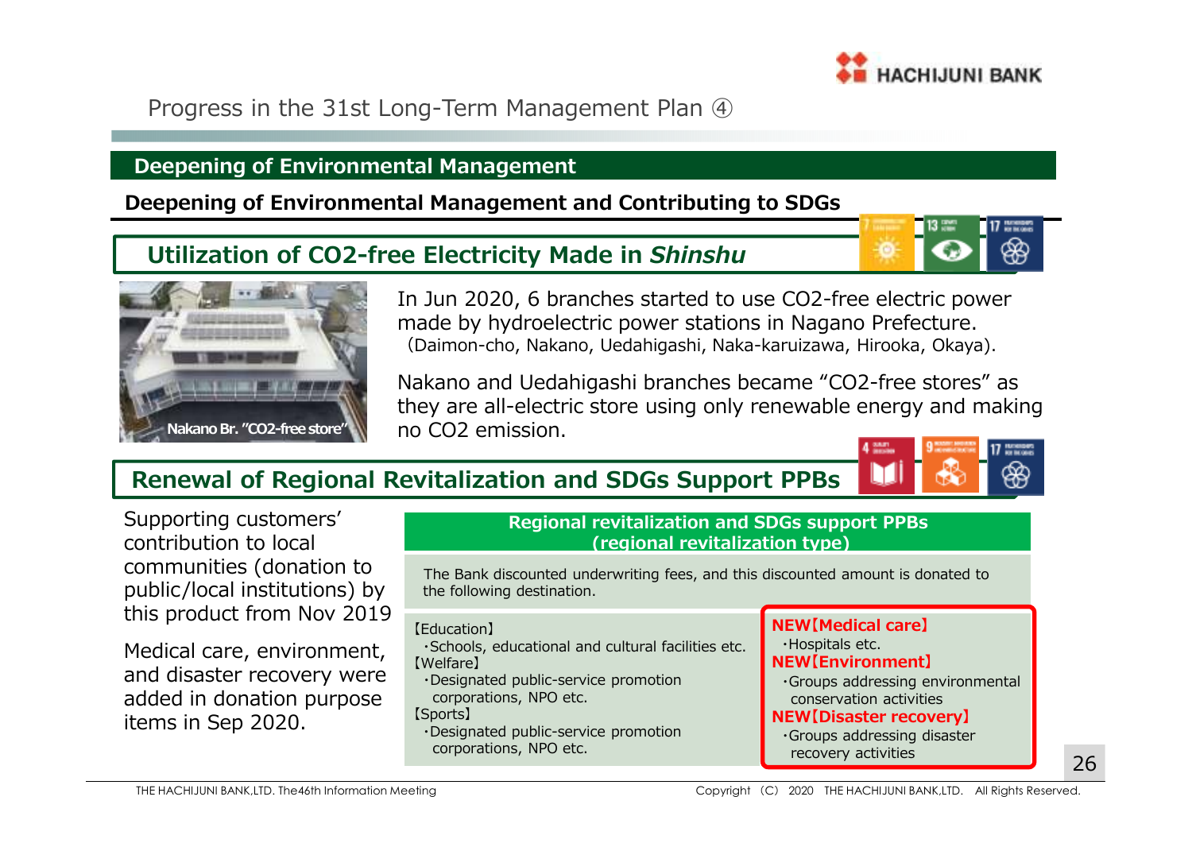# Progress in the 31st Long-Term Management Plan ④

## Deepening of Environmental Management

### Deepening of Environmental Management and Contributing to SDGs

### Utilization of $CO_2$-free Electricity Made in *Shinshu*

Nakano Br. "$CO_2$-free store"

In Jun 2020, 6 branches started to use $CO_2$-free electric power made by hydroelectric power stations in Nagano Prefecture.
（Daimon-cho, Nakano, Uedahigashi, Naka-karuizawa, Hirooka, Okaya).

Nakano and Uedahigashi branches became "$CO_2$-free stores" as they are all-electric store using only renewable energy and making no $CO_2$ emission.

### Renewal of Regional Revitalization and SDGs Support PPBs

Supporting customers' contribution to local communities (donation to public/local institutions) by this product from Nov 2019

Medical care, environment, and disaster recovery were added in donation purpose items in Sep 2020.

**Regional revitalization and SDGs support PPBs (regional revitalization type)**

The Bank discounted underwriting fees, and this discounted amount is donated to the following destination.

【Education】
・Schools, educational and cultural facilities etc.
【Welfare】
・Designated public-service promotion corporations, NPO etc.
【Sports】
・Designated public-service promotion corporations, NPO etc.

**NEW【Medical care】**
・Hospitals etc.
**NEW【Environment】**
・Groups addressing environmental conservation activities
**NEW【Disaster recovery】**
・Groups addressing disaster recovery activities